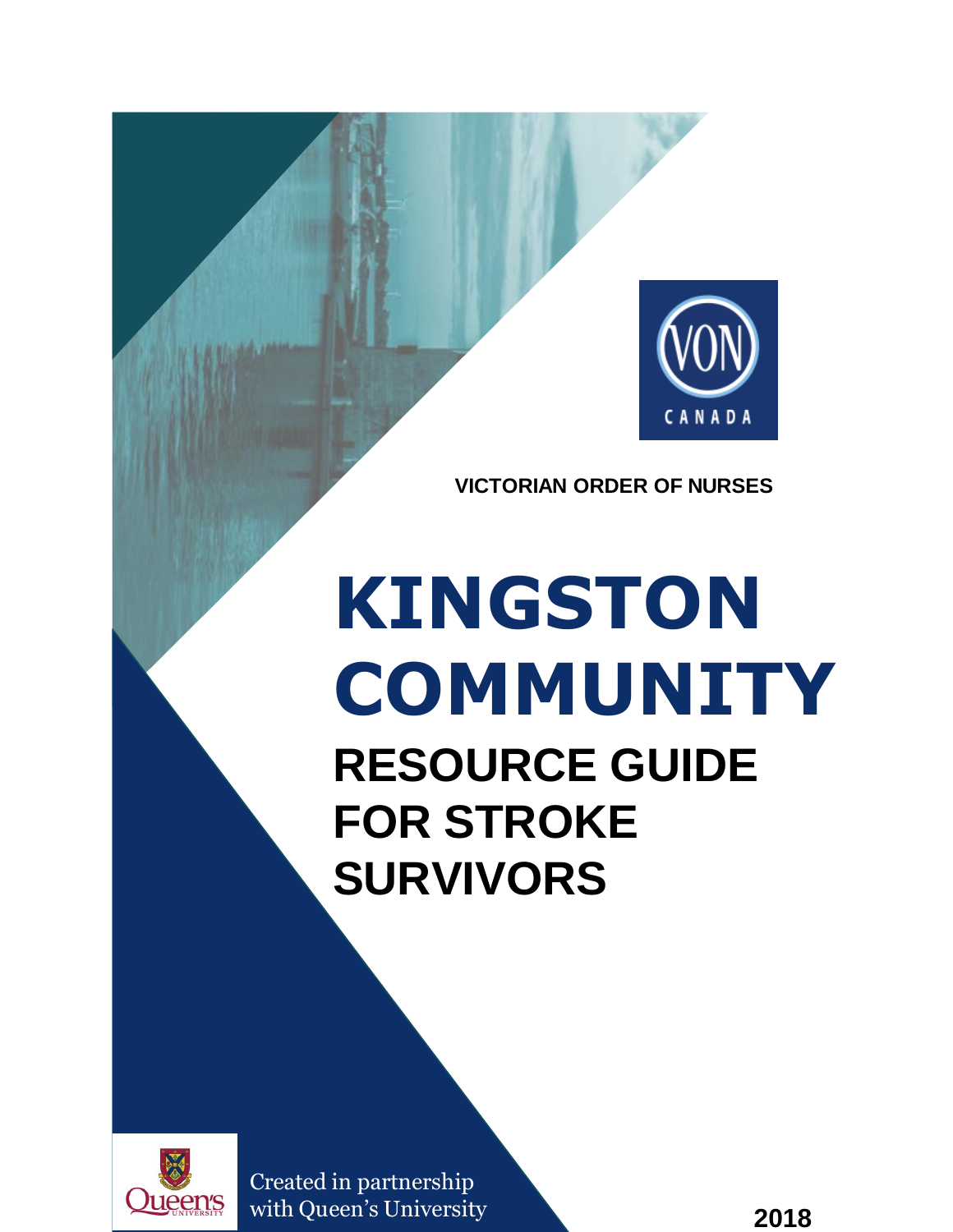VON CANADA

**VICTORIAN ORDER OF NURSES**

# KINGSTON COMMUNITY

## RESOURCE GUIDE FOR STROKE SURVIVORS

Created in partnership with Queen's University

**2018**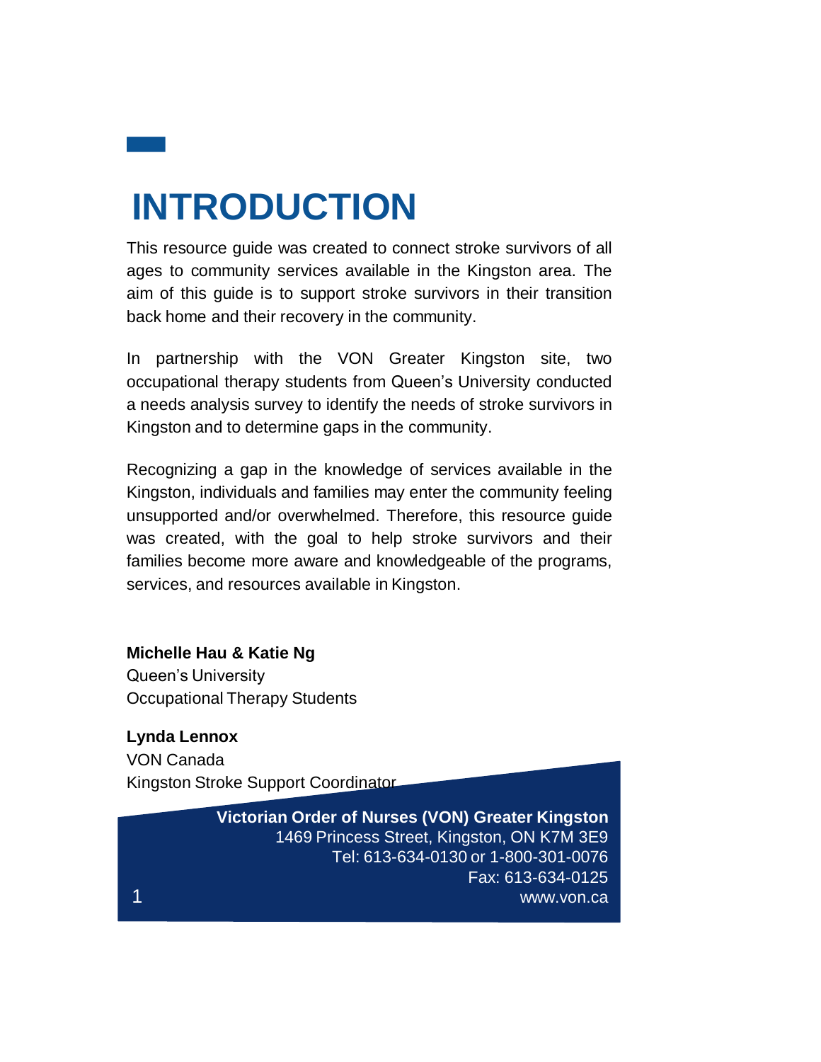# INTRODUCTION

This resource guide was created to connect stroke survivors of all ages to community services available in the Kingston area. The aim of this guide is to support stroke survivors in their transition back home and their recovery in the community.

In partnership with the VON Greater Kingston site, two occupational therapy students from Queen's University conducted a needs analysis survey to identify the needs of stroke survivors in Kingston and to determine gaps in the community.

Recognizing a gap in the knowledge of services available in the Kingston, individuals and families may enter the community feeling unsupported and/or overwhelmed. Therefore, this resource guide was created, with the goal to help stroke survivors and their families become more aware and knowledgeable of the programs, services, and resources available in Kingston.

**Michelle Hau & Katie Ng**
Queen's University
Occupational Therapy Students

**Lynda Lennox**
VON Canada
Kingston Stroke Support Coordinator

**Victorian Order of Nurses (VON) Greater Kingston**
1469 Princess Street, Kingston, ON K7M 3E9
Tel: 613-634-0130 or 1-800-301-0076
Fax: 613-634-0125
www.von.ca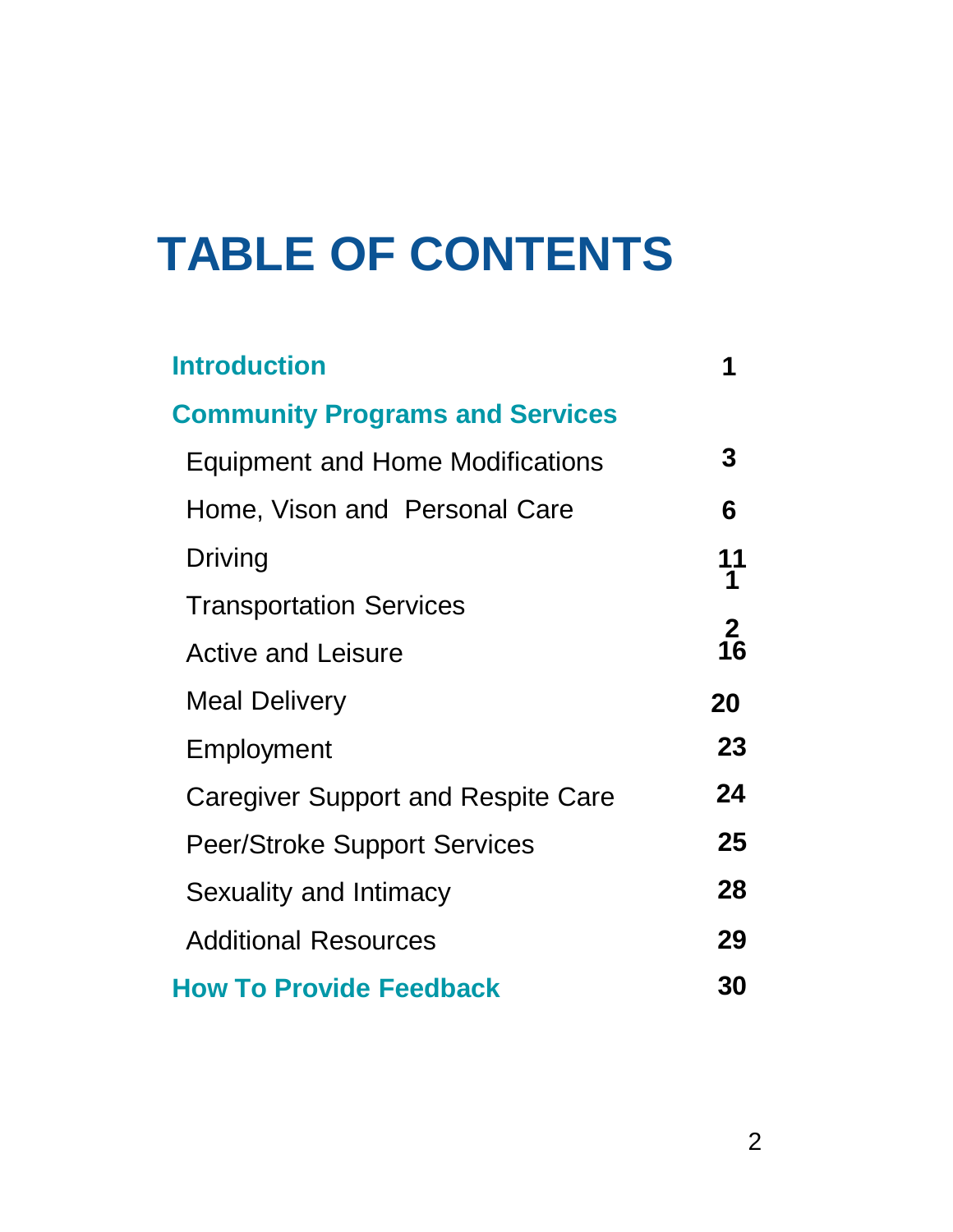# TABLE OF CONTENTS

| | |
|---|---|
| **Introduction** | 1 |
| **Community Programs and Services** | |
| Equipment and Home Modifications | 3 |
| Home, Vison and Personal Care | 6 |
| Driving | 11 |
| Transportation Services | 12 |
| Active and Leisure | 16 |
| Meal Delivery | 20 |
| Employment | 23 |
| Caregiver Support and Respite Care | 24 |
| Peer/Stroke Support Services | 25 |
| Sexuality and Intimacy | 28 |
| Additional Resources | 29 |
| **How To Provide Feedback** | 30 |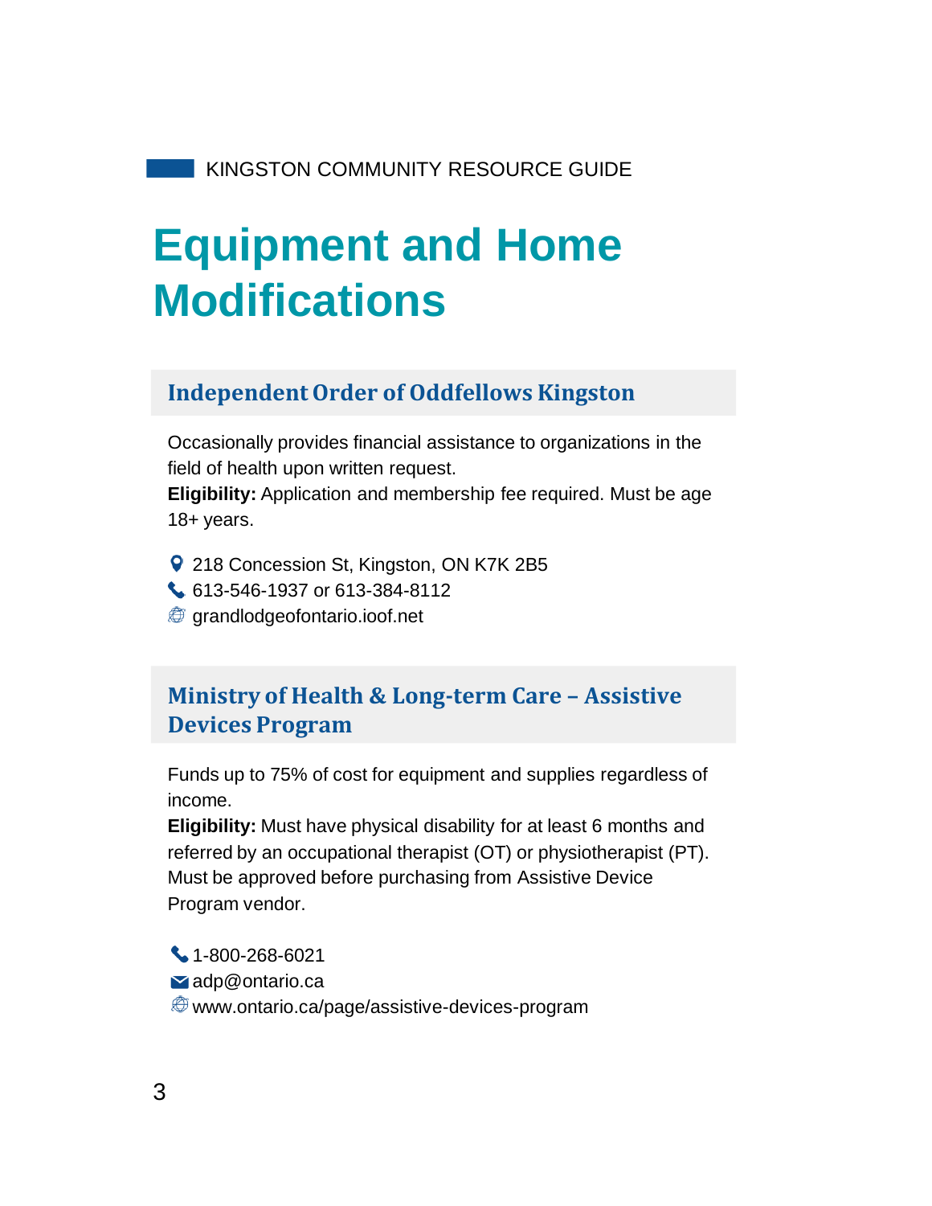# Equipment and Home Modifications

## Independent Order of Oddfellows Kingston

Occasionally provides financial assistance to organizations in the field of health upon written request.
**Eligibility:** Application and membership fee required. Must be age 18+ years.

- 218 Concession St, Kingston, ON K7K 2B5
- 613-546-1937 or 613-384-8112
- grandlodgeofontario.ioof.net

## Ministry of Health & Long-term Care – Assistive Devices Program

Funds up to 75% of cost for equipment and supplies regardless of income.
**Eligibility:** Must have physical disability for at least 6 months and referred by an occupational therapist (OT) or physiotherapist (PT). Must be approved before purchasing from Assistive Device Program vendor.

- 1-800-268-6021
- adp@ontario.ca
- www.ontario.ca/page/assistive-devices-program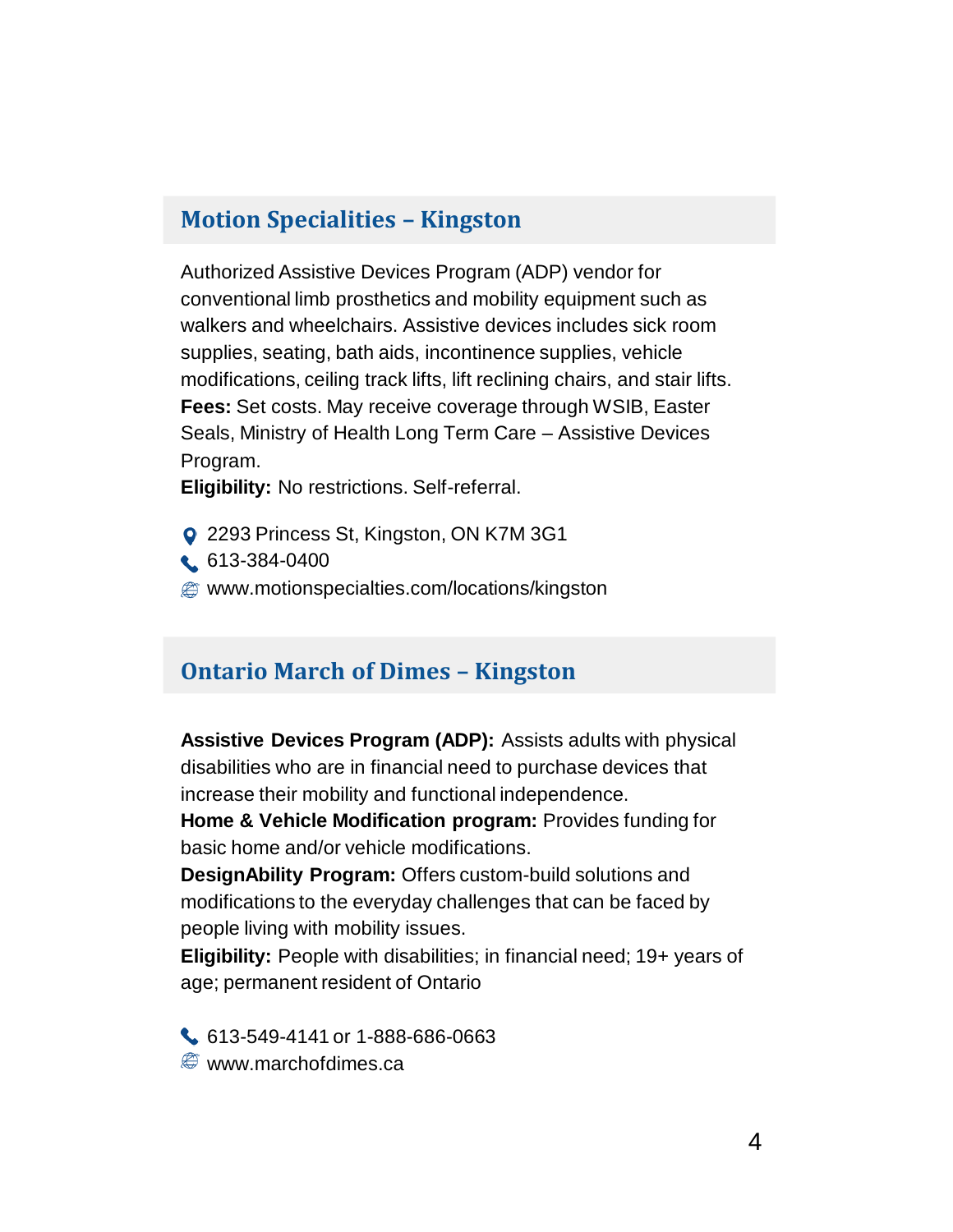## Motion Specialities – Kingston

Authorized Assistive Devices Program (ADP) vendor for conventional limb prosthetics and mobility equipment such as walkers and wheelchairs. Assistive devices includes sick room supplies, seating, bath aids, incontinence supplies, vehicle modifications, ceiling track lifts, lift reclining chairs, and stair lifts.
**Fees:** Set costs. May receive coverage through WSIB, Easter Seals, Ministry of Health Long Term Care – Assistive Devices Program.
**Eligibility:** No restrictions. Self-referral.

2293 Princess St, Kingston, ON K7M 3G1
613-384-0400
www.motionspecialties.com/locations/kingston

## Ontario March of Dimes – Kingston

**Assistive Devices Program (ADP):** Assists adults with physical disabilities who are in financial need to purchase devices that increase their mobility and functional independence.
**Home & Vehicle Modification program:** Provides funding for basic home and/or vehicle modifications.
**DesignAbility Program:** Offers custom-build solutions and modifications to the everyday challenges that can be faced by people living with mobility issues.
**Eligibility:** People with disabilities; in financial need; 19+ years of age; permanent resident of Ontario

613-549-4141 or 1-888-686-0663
www.marchofdimes.ca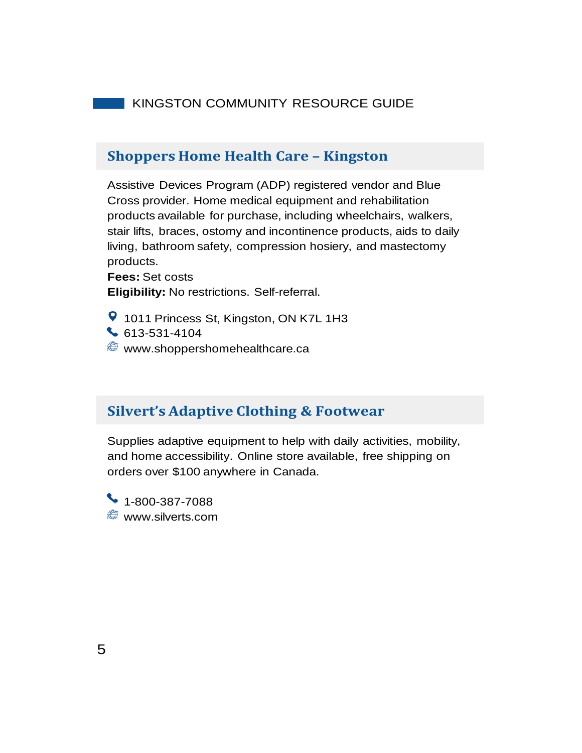## Shoppers Home Health Care – Kingston

Assistive Devices Program (ADP) registered vendor and Blue Cross provider. Home medical equipment and rehabilitation products available for purchase, including wheelchairs, walkers, stair lifts, braces, ostomy and incontinence products, aids to daily living, bathroom safety, compression hosiery, and mastectomy products.

**Fees:** Set costs

**Eligibility:** No restrictions. Self-referral.

1011 Princess St, Kingston, ON K7L 1H3

613-531-4104

www.shoppershomehealthcare.ca

## Silvert's Adaptive Clothing & Footwear

Supplies adaptive equipment to help with daily activities, mobility, and home accessibility. Online store available, free shipping on orders over $100 anywhere in Canada.

1-800-387-7088

www.silverts.com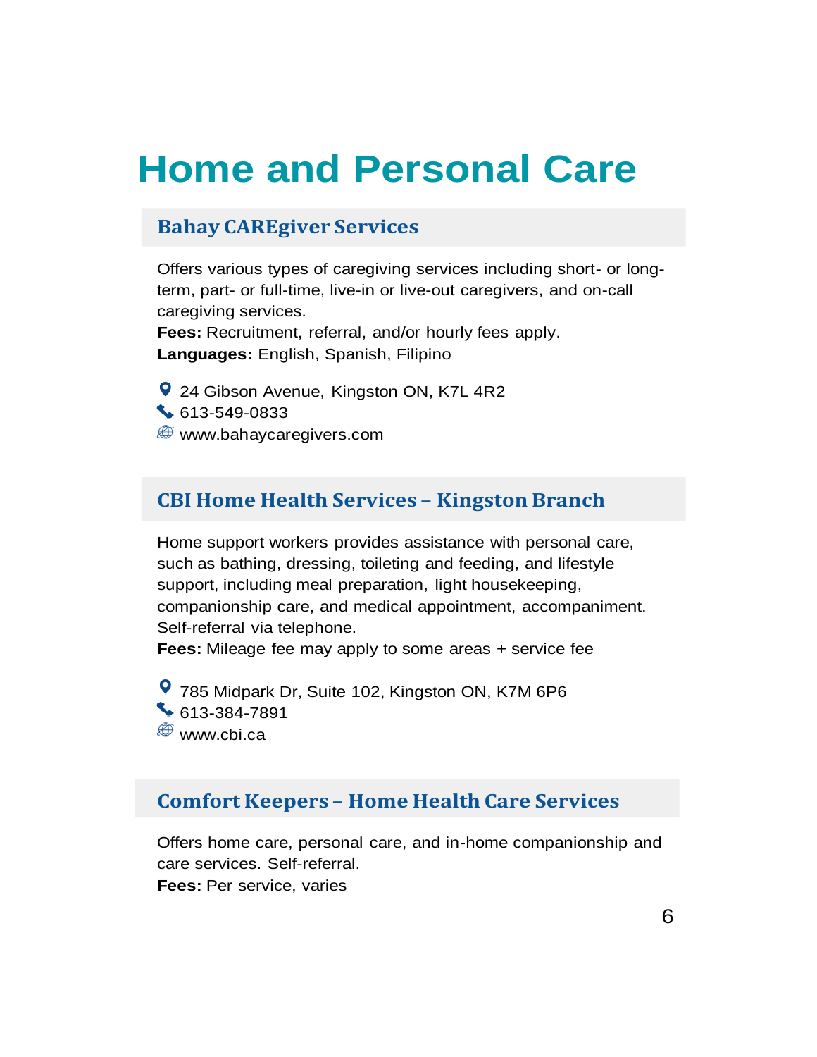# Home and Personal Care

## Bahay CAREgiver Services

Offers various types of caregiving services including short- or long-term, part- or full-time, live-in or live-out caregivers, and on-call caregiving services.
**Fees:** Recruitment, referral, and/or hourly fees apply.
**Languages:** English, Spanish, Filipino

24 Gibson Avenue, Kingston ON, K7L 4R2
613-549-0833
www.bahaycaregivers.com

## CBI Home Health Services – Kingston Branch

Home support workers provides assistance with personal care, such as bathing, dressing, toileting and feeding, and lifestyle support, including meal preparation, light housekeeping, companionship care, and medical appointment, accompaniment. Self-referral via telephone.
**Fees:** Mileage fee may apply to some areas + service fee

785 Midpark Dr, Suite 102, Kingston ON, K7M 6P6
613-384-7891
www.cbi.ca

## Comfort Keepers – Home Health Care Services

Offers home care, personal care, and in-home companionship and care services. Self-referral.
**Fees:** Per service, varies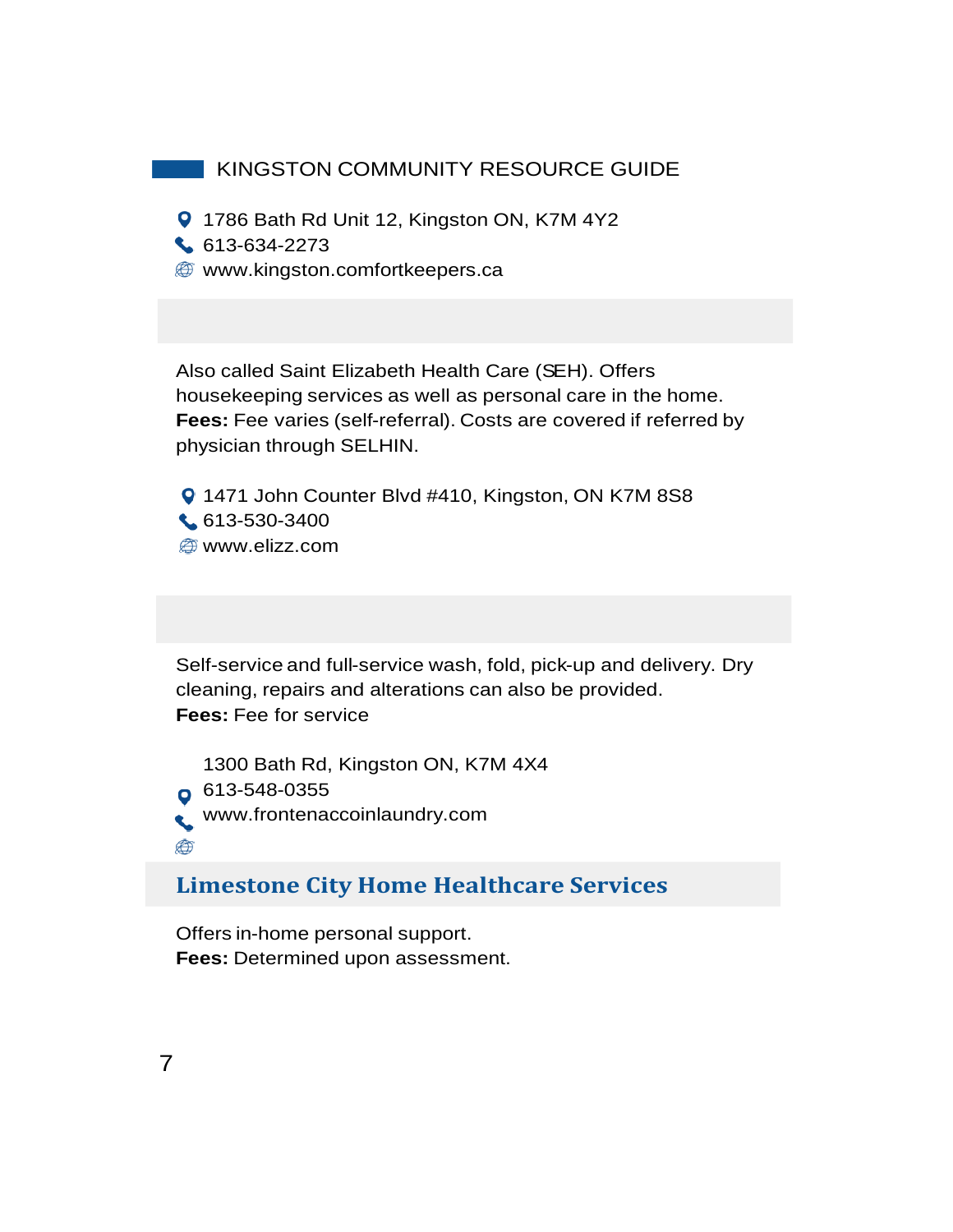1786 Bath Rd Unit 12, Kingston ON, K7M 4Y2
613-634-2273
www.kingston.comfortkeepers.ca

Also called Saint Elizabeth Health Care (SEH). Offers housekeeping services as well as personal care in the home.
**Fees:** Fee varies (self-referral). Costs are covered if referred by physician through SELHIN.

1471 John Counter Blvd #410, Kingston, ON K7M 8S8
613-530-3400
www.elizz.com

Self-service and full-service wash, fold, pick-up and delivery. Dry cleaning, repairs and alterations can also be provided.
**Fees:** Fee for service

1300 Bath Rd, Kingston ON, K7M 4X4
613-548-0355
www.frontenaccoinlaundry.com

## Limestone City Home Healthcare Services

Offers in-home personal support.
**Fees:** Determined upon assessment.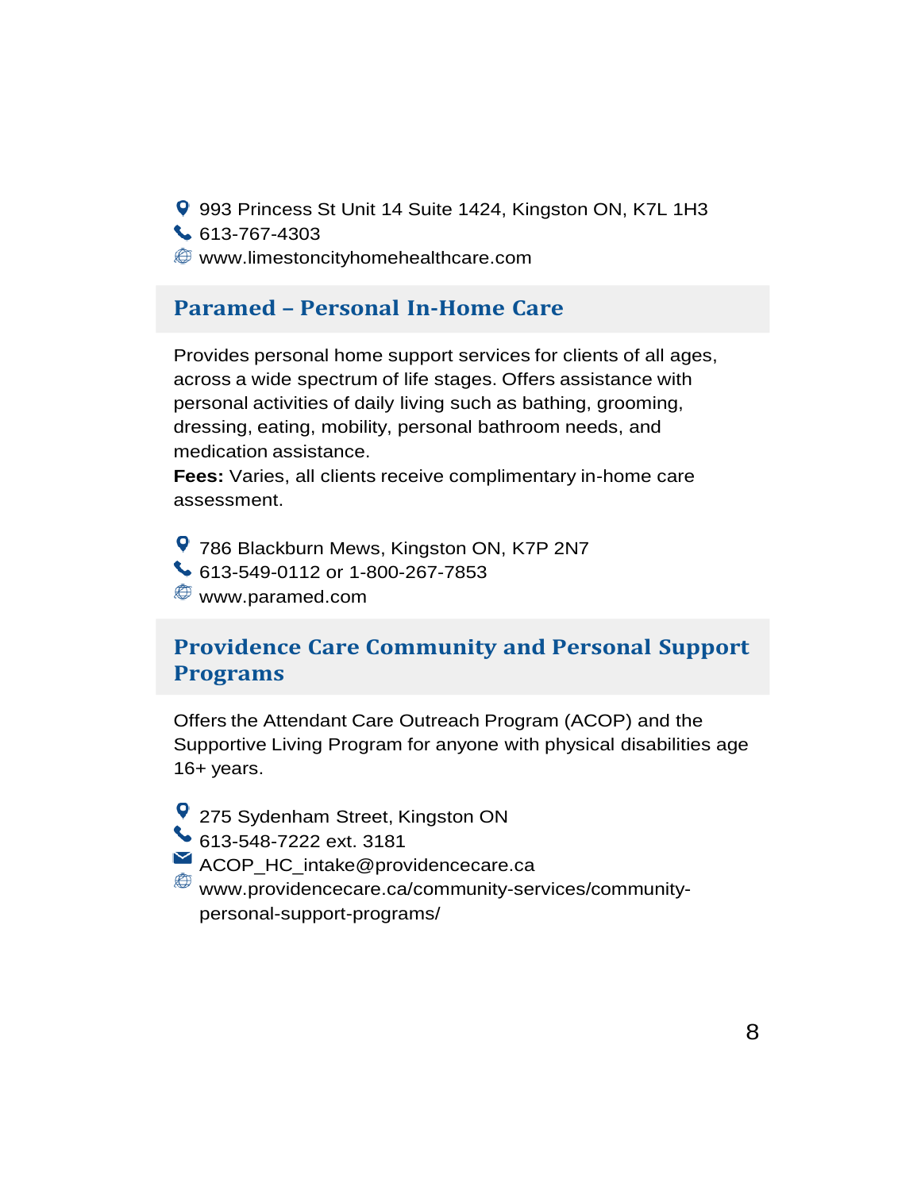993 Princess St Unit 14 Suite 1424, Kingston ON, K7L 1H3
613-767-4303
www.limestoncityhomehealthcare.com

## Paramed – Personal In-Home Care

Provides personal home support services for clients of all ages, across a wide spectrum of life stages. Offers assistance with personal activities of daily living such as bathing, grooming, dressing, eating, mobility, personal bathroom needs, and medication assistance.
**Fees:** Varies, all clients receive complimentary in-home care assessment.

786 Blackburn Mews, Kingston ON, K7P 2N7
613-549-0112 or 1-800-267-7853
www.paramed.com

## Providence Care Community and Personal Support Programs

Offers the Attendant Care Outreach Program (ACOP) and the Supportive Living Program for anyone with physical disabilities age 16+ years.

275 Sydenham Street, Kingston ON
613-548-7222 ext. 3181
ACOP_HC_intake@providencecare.ca
www.providencecare.ca/community-services/community-personal-support-programs/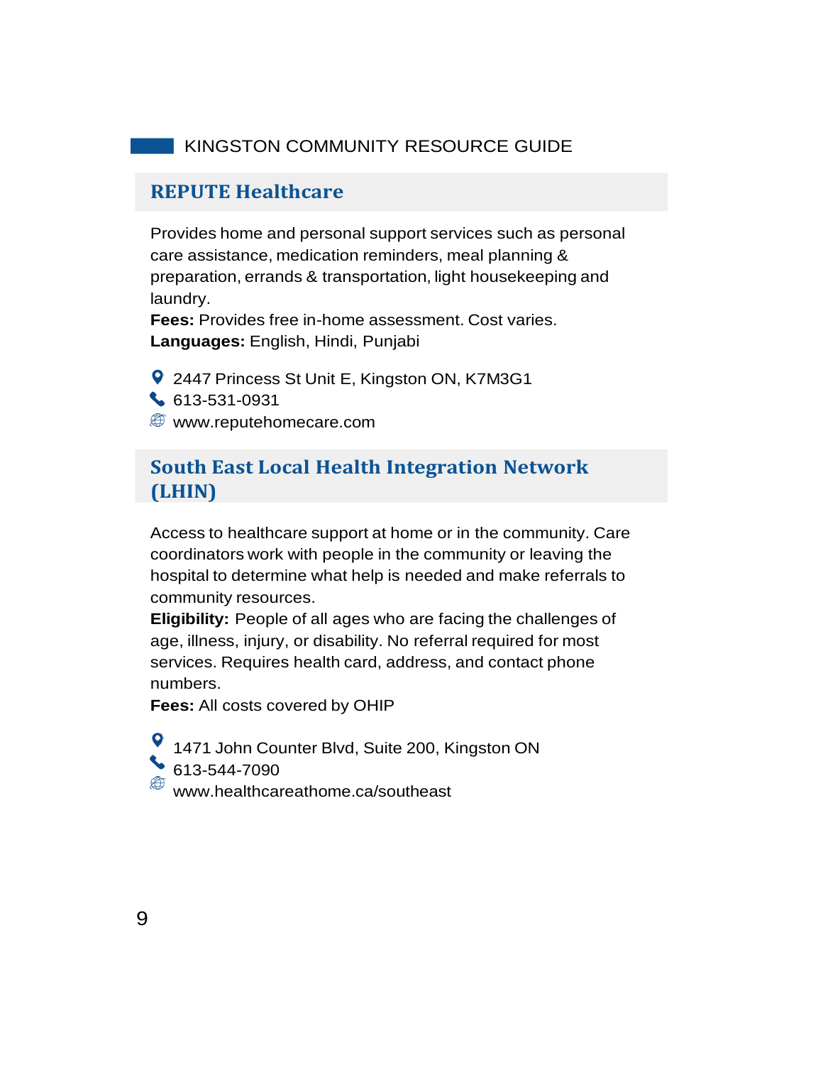## REPUTE Healthcare

Provides home and personal support services such as personal care assistance, medication reminders, meal planning & preparation, errands & transportation, light housekeeping and laundry.

**Fees:** Provides free in-home assessment. Cost varies.

**Languages:** English, Hindi, Punjabi

2447 Princess St Unit E, Kingston ON, K7M3G1

613-531-0931

www.reputehomecare.com

## South East Local Health Integration Network (LHIN)

Access to healthcare support at home or in the community. Care coordinators work with people in the community or leaving the hospital to determine what help is needed and make referrals to community resources.

**Eligibility:** People of all ages who are facing the challenges of age, illness, injury, or disability. No referral required for most services. Requires health card, address, and contact phone numbers.

**Fees:** All costs covered by OHIP

1471 John Counter Blvd, Suite 200, Kingston ON

613-544-7090

www.healthcareathome.ca/southeast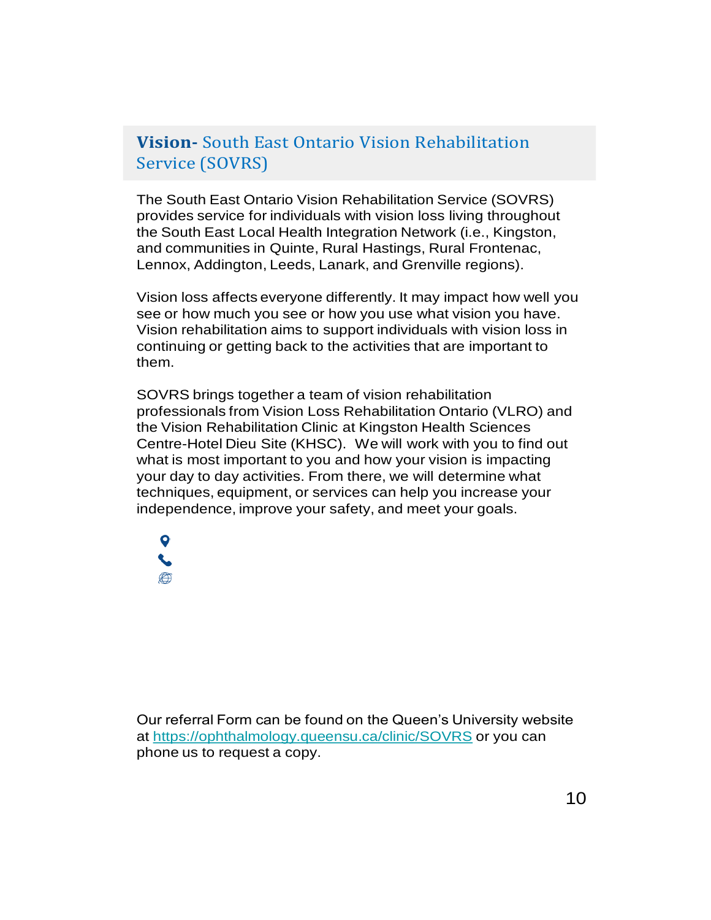## **Vision-** South East Ontario Vision Rehabilitation Service (SOVRS)

The South East Ontario Vision Rehabilitation Service (SOVRS) provides service for individuals with vision loss living throughout the South East Local Health Integration Network (i.e., Kingston, and communities in Quinte, Rural Hastings, Rural Frontenac, Lennox, Addington, Leeds, Lanark, and Grenville regions).

Vision loss affects everyone differently. It may impact how well you see or how much you see or how you use what vision you have. Vision rehabilitation aims to support individuals with vision loss in continuing or getting back to the activities that are important to them.

SOVRS brings together a team of vision rehabilitation professionals from Vision Loss Rehabilitation Ontario (VLRO) and the Vision Rehabilitation Clinic at Kingston Health Sciences Centre-Hotel Dieu Site (KHSC). We will work with you to find out what is most important to you and how your vision is impacting your day to day activities. From there, we will determine what techniques, equipment, or services can help you increase your independence, improve your safety, and meet your goals.

Our referral Form can be found on the Queen's University website at https://ophthalmology.queensu.ca/clinic/SOVRS or you can phone us to request a copy.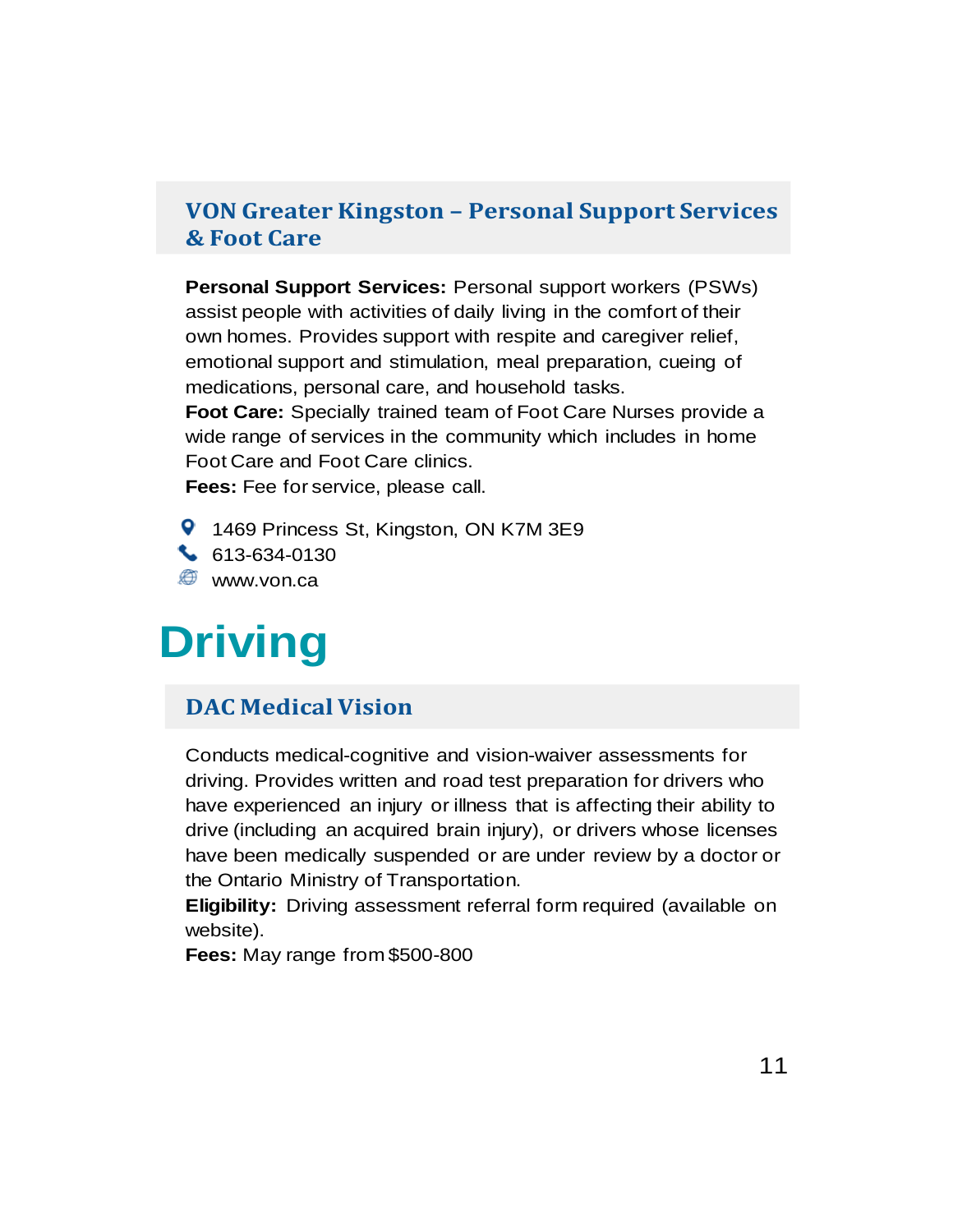### VON Greater Kingston – Personal Support Services & Foot Care

**Personal Support Services:** Personal support workers (PSWs) assist people with activities of daily living in the comfort of their own homes. Provides support with respite and caregiver relief, emotional support and stimulation, meal preparation, cueing of medications, personal care, and household tasks.
**Foot Care:** Specially trained team of Foot Care Nurses provide a wide range of services in the community which includes in home Foot Care and Foot Care clinics.
**Fees:** Fee for service, please call.

- 1469 Princess St, Kingston, ON K7M 3E9
- 613-634-0130
- www.von.ca

# Driving

### DAC Medical Vision

Conducts medical-cognitive and vision-waiver assessments for driving. Provides written and road test preparation for drivers who have experienced an injury or illness that is affecting their ability to drive (including an acquired brain injury), or drivers whose licenses have been medically suspended or are under review by a doctor or the Ontario Ministry of Transportation.
**Eligibility:** Driving assessment referral form required (available on website).
**Fees:** May range from $500-800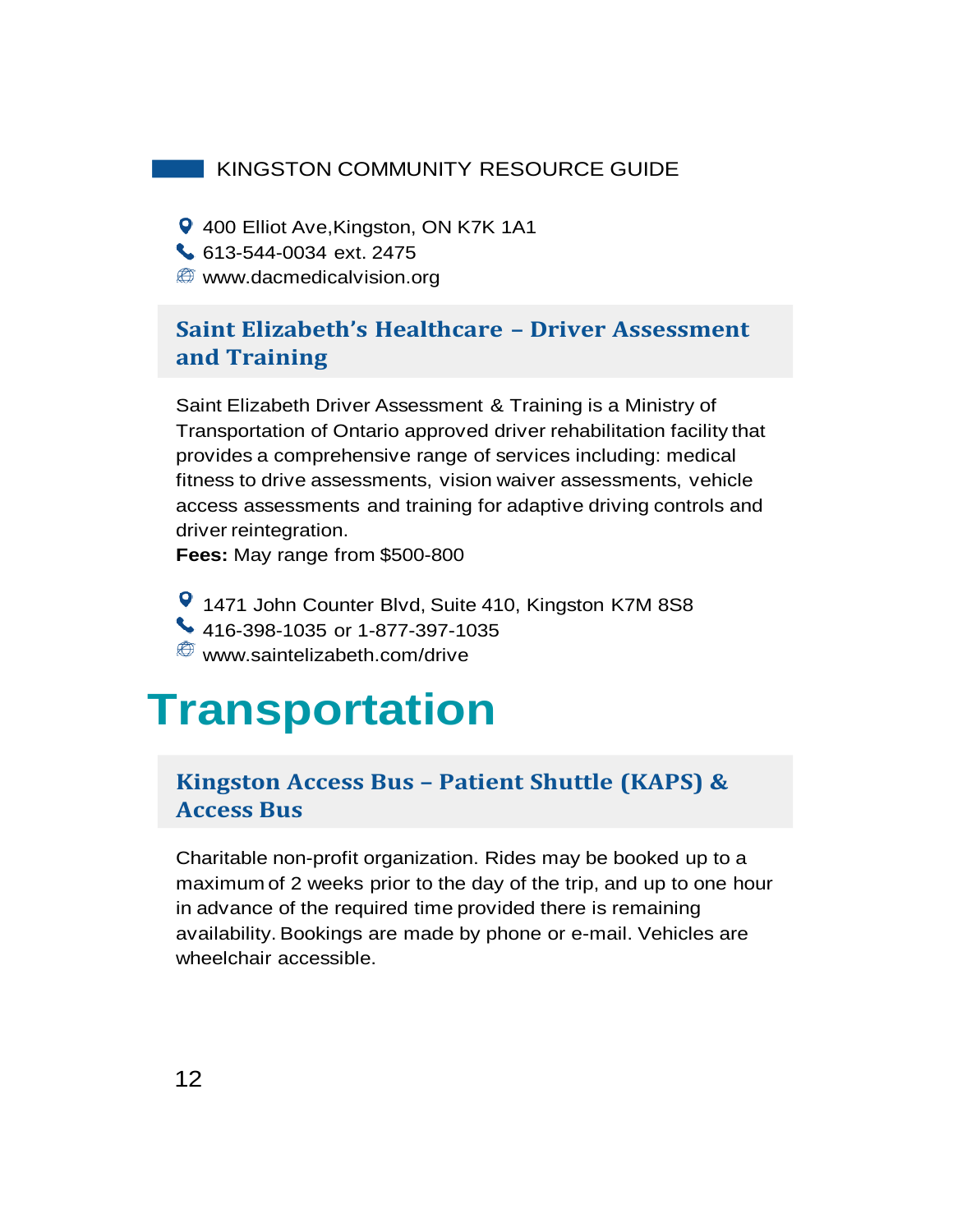400 Elliot Ave,Kingston, ON K7K 1A1
613-544-0034 ext. 2475
www.dacmedicalvision.org

### Saint Elizabeth's Healthcare – Driver Assessment and Training

Saint Elizabeth Driver Assessment & Training is a Ministry of Transportation of Ontario approved driver rehabilitation facility that provides a comprehensive range of services including: medical fitness to drive assessments, vision waiver assessments, vehicle access assessments and training for adaptive driving controls and driver reintegration.

**Fees:** May range from $500-800

1471 John Counter Blvd, Suite 410, Kingston K7M 8S8
416-398-1035 or 1-877-397-1035
www.saintelizabeth.com/drive

# Transportation

### Kingston Access Bus – Patient Shuttle (KAPS) & Access Bus

Charitable non-profit organization. Rides may be booked up to a maximum of 2 weeks prior to the day of the trip, and up to one hour in advance of the required time provided there is remaining availability. Bookings are made by phone or e-mail. Vehicles are wheelchair accessible.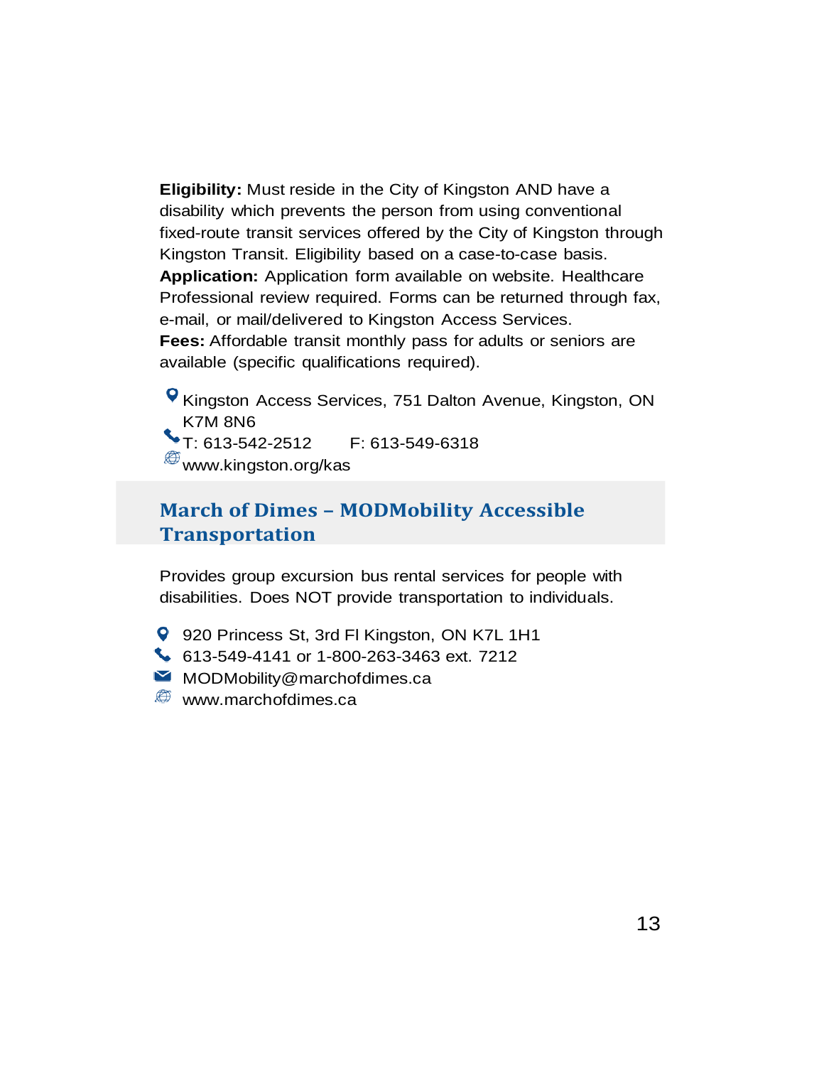**Eligibility:** Must reside in the City of Kingston AND have a disability which prevents the person from using conventional fixed-route transit services offered by the City of Kingston through Kingston Transit. Eligibility based on a case-to-case basis.
**Application:** Application form available on website. Healthcare Professional review required. Forms can be returned through fax, e-mail, or mail/delivered to Kingston Access Services.
**Fees:** Affordable transit monthly pass for adults or seniors are available (specific qualifications required).

Kingston Access Services, 751 Dalton Avenue, Kingston, ON K7M 8N6
T: 613-542-2512 F: 613-549-6318
www.kingston.org/kas

## March of Dimes – MODMobility Accessible Transportation

Provides group excursion bus rental services for people with disabilities. Does NOT provide transportation to individuals.

920 Princess St, 3rd Fl Kingston, ON K7L 1H1
613-549-4141 or 1-800-263-3463 ext. 7212
MODMobility@marchofdimes.ca
www.marchofdimes.ca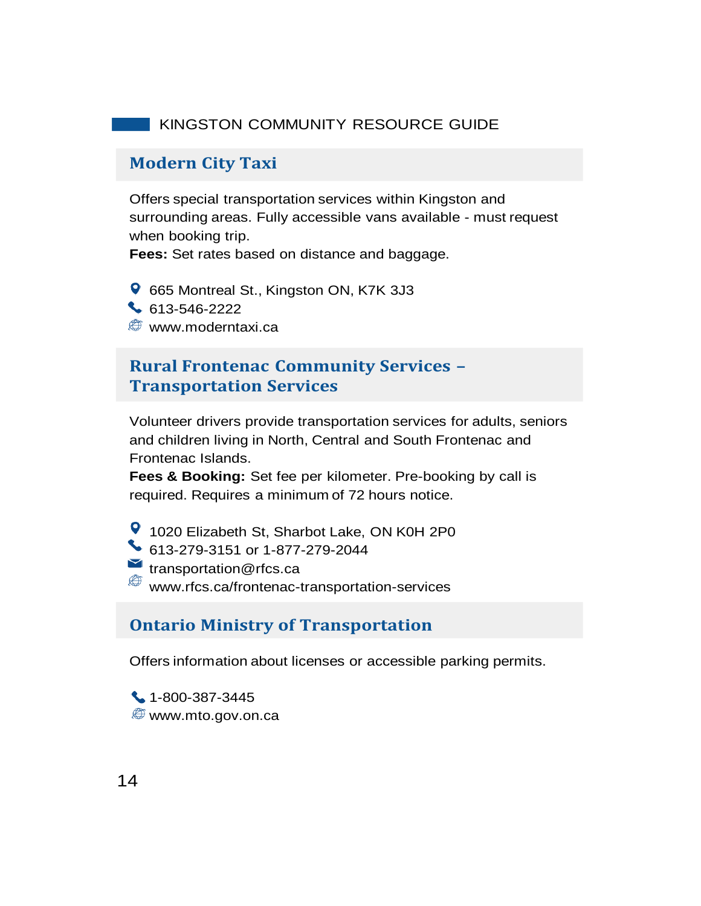## Modern City Taxi

Offers special transportation services within Kingston and surrounding areas. Fully accessible vans available - must request when booking trip.
**Fees:** Set rates based on distance and baggage.

665 Montreal St., Kingston ON, K7K 3J3
613-546-2222
www.moderntaxi.ca

## Rural Frontenac Community Services – Transportation Services

Volunteer drivers provide transportation services for adults, seniors and children living in North, Central and South Frontenac and Frontenac Islands.
**Fees & Booking:** Set fee per kilometer. Pre-booking by call is required. Requires a minimum of 72 hours notice.

1020 Elizabeth St, Sharbot Lake, ON K0H 2P0
613-279-3151 or 1-877-279-2044
transportation@rfcs.ca
www.rfcs.ca/frontenac-transportation-services

## Ontario Ministry of Transportation

Offers information about licenses or accessible parking permits.

1-800-387-3445
www.mto.gov.on.ca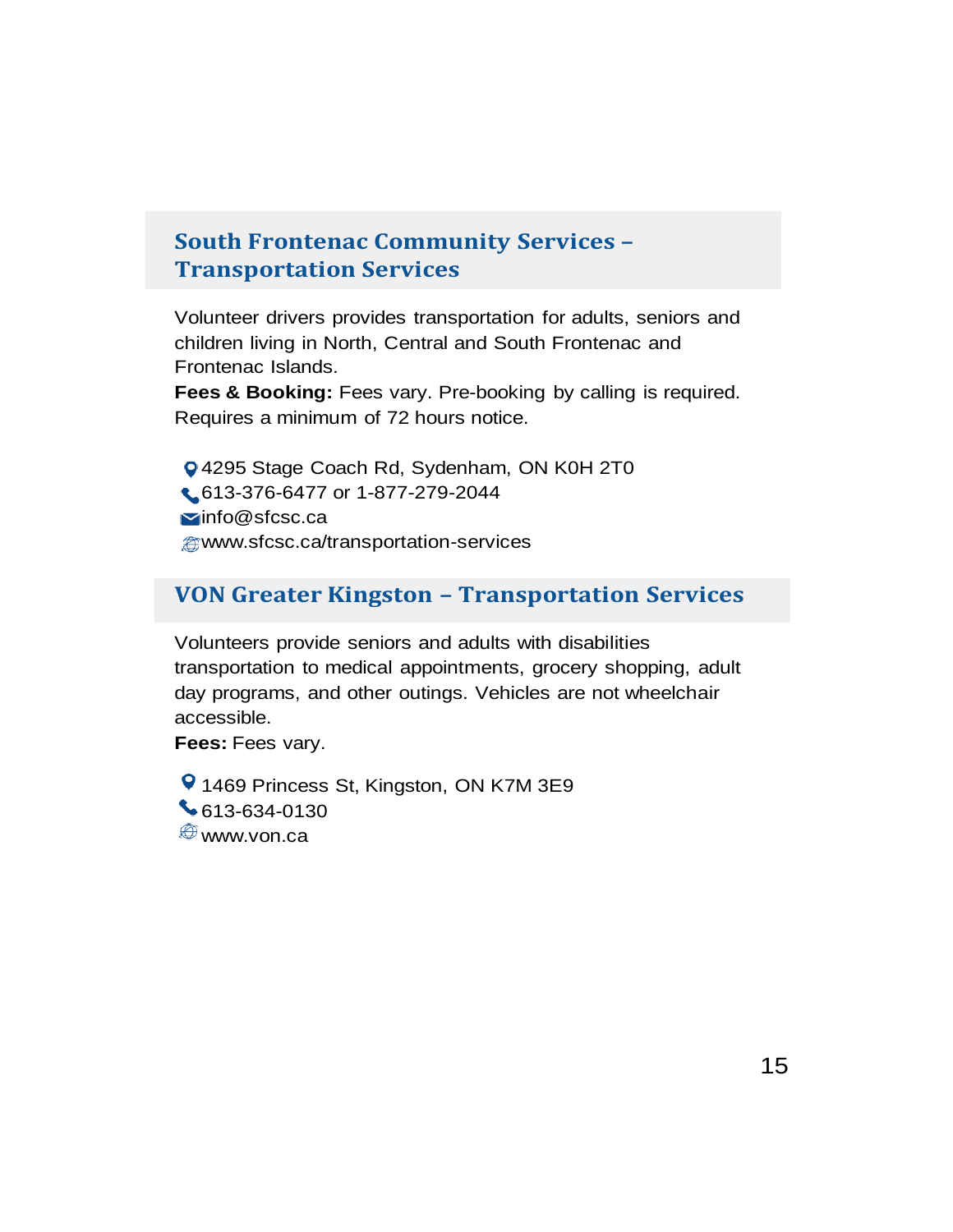## South Frontenac Community Services – Transportation Services

Volunteer drivers provides transportation for adults, seniors and children living in North, Central and South Frontenac and Frontenac Islands.

**Fees & Booking:** Fees vary. Pre-booking by calling is required. Requires a minimum of 72 hours notice.

4295 Stage Coach Rd, Sydenham, ON K0H 2T0
613-376-6477 or 1-877-279-2044
info@sfcsc.ca
www.sfcsc.ca/transportation-services

## VON Greater Kingston – Transportation Services

Volunteers provide seniors and adults with disabilities transportation to medical appointments, grocery shopping, adult day programs, and other outings. Vehicles are not wheelchair accessible.

**Fees:** Fees vary.

1469 Princess St, Kingston, ON K7M 3E9
613-634-0130
www.von.ca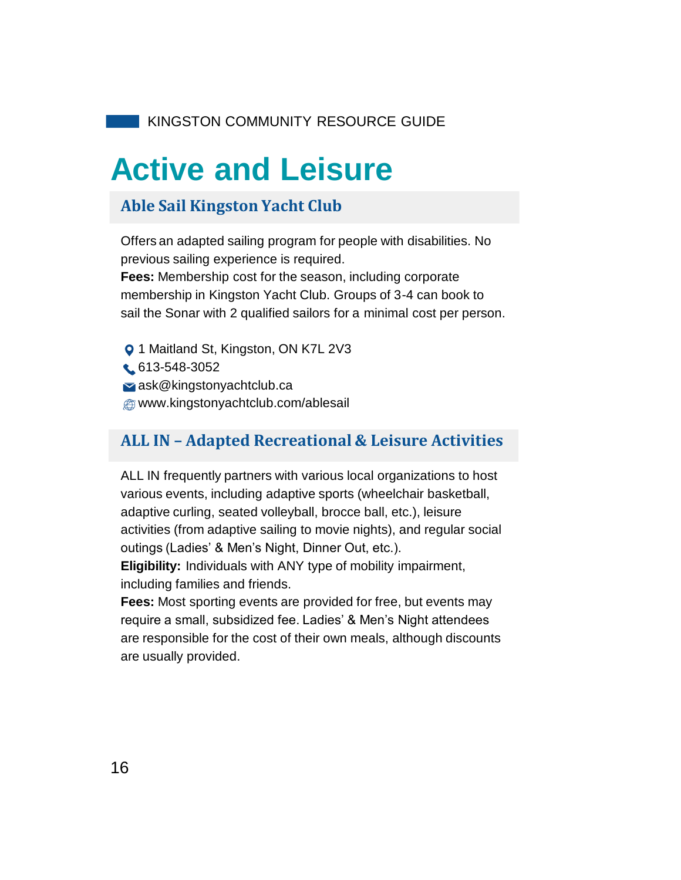# Active and Leisure

## Able Sail Kingston Yacht Club

Offers an adapted sailing program for people with disabilities. No previous sailing experience is required.
**Fees:** Membership cost for the season, including corporate membership in Kingston Yacht Club. Groups of 3-4 can book to sail the Sonar with 2 qualified sailors for a minimal cost per person.

1 Maitland St, Kingston, ON K7L 2V3
613-548-3052
ask@kingstonyachtclub.ca
www.kingstonyachtclub.com/ablesail

## ALL IN – Adapted Recreational & Leisure Activities

ALL IN frequently partners with various local organizations to host various events, including adaptive sports (wheelchair basketball, adaptive curling, seated volleyball, brocce ball, etc.), leisure activities (from adaptive sailing to movie nights), and regular social outings (Ladies' & Men's Night, Dinner Out, etc.).
**Eligibility:** Individuals with ANY type of mobility impairment, including families and friends.
**Fees:** Most sporting events are provided for free, but events may require a small, subsidized fee. Ladies' & Men's Night attendees are responsible for the cost of their own meals, although discounts are usually provided.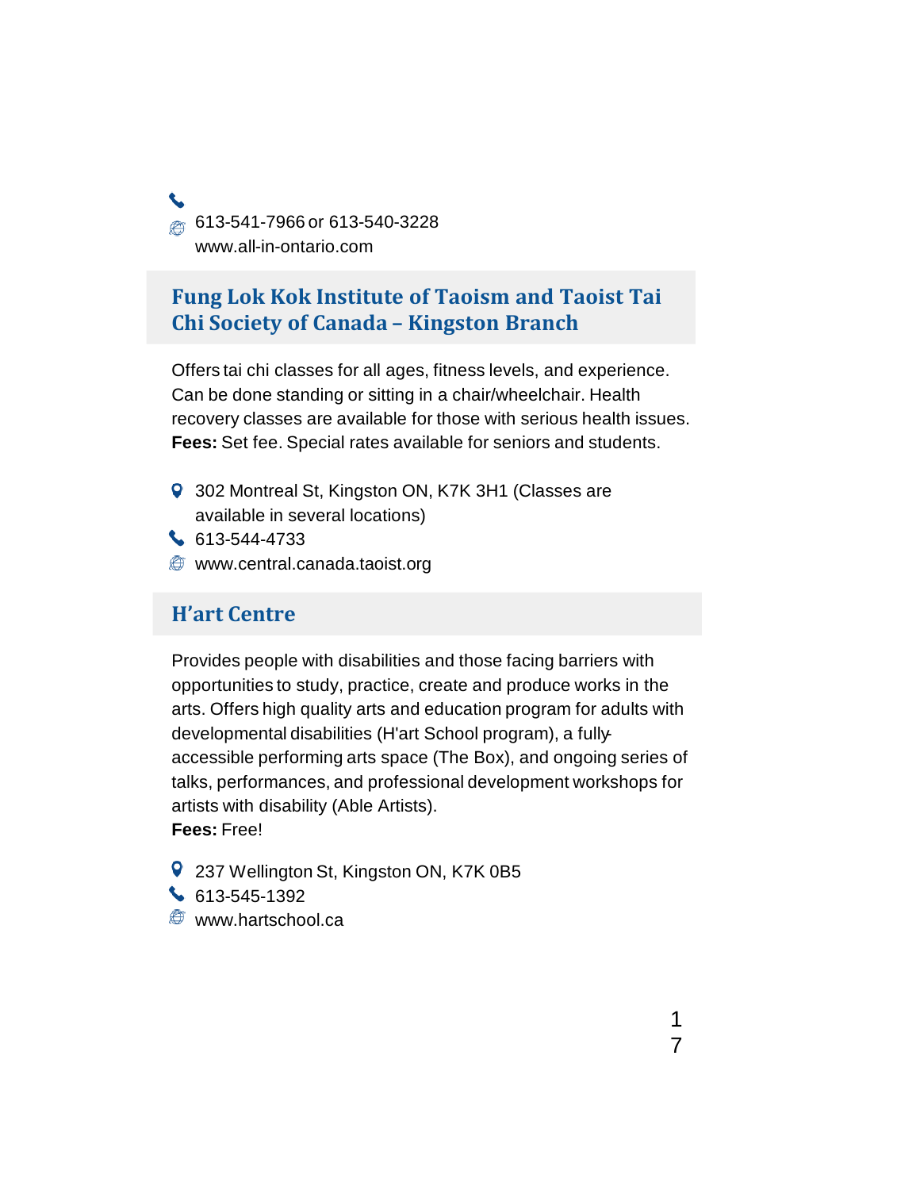613-541-7966 or 613-540-3228
www.all-in-ontario.com

## Fung Lok Kok Institute of Taoism and Taoist Tai Chi Society of Canada – Kingston Branch

Offers tai chi classes for all ages, fitness levels, and experience. Can be done standing or sitting in a chair/wheelchair. Health recovery classes are available for those with serious health issues.
**Fees:** Set fee. Special rates available for seniors and students.

- 302 Montreal St, Kingston ON, K7K 3H1 (Classes are available in several locations)
- 613-544-4733
- www.central.canada.taoist.org

## H'art Centre

Provides people with disabilities and those facing barriers with opportunities to study, practice, create and produce works in the arts. Offers high quality arts and education program for adults with developmental disabilities (H'art School program), a fully-accessible performing arts space (The Box), and ongoing series of talks, performances, and professional development workshops for artists with disability (Able Artists).
**Fees:** Free!

- 237 Wellington St, Kingston ON, K7K 0B5
- 613-545-1392
- www.hartschool.ca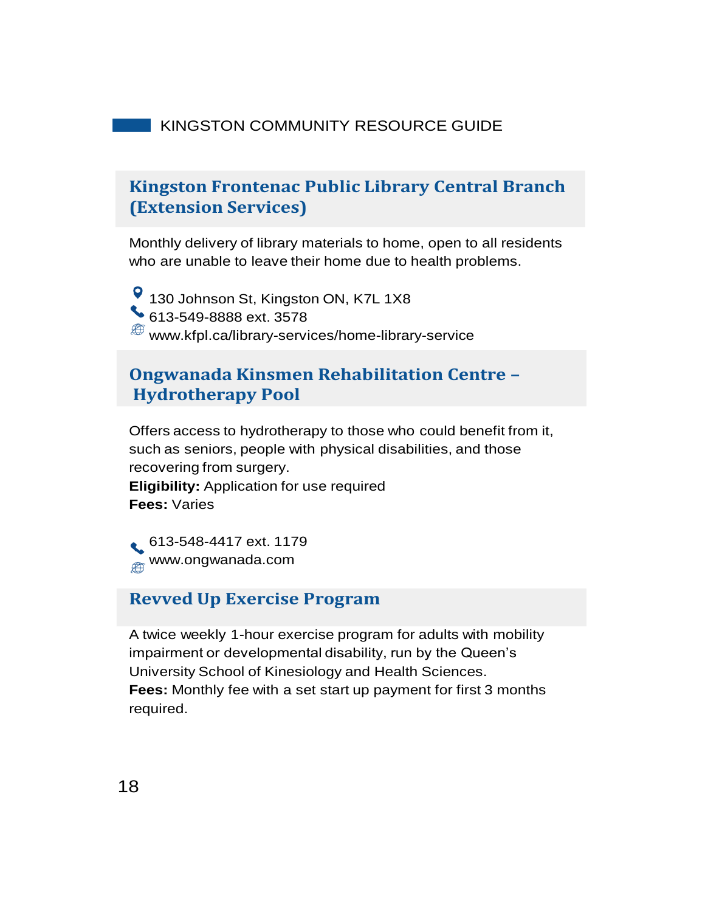## Kingston Frontenac Public Library Central Branch (Extension Services)

Monthly delivery of library materials to home, open to all residents who are unable to leave their home due to health problems.

130 Johnson St, Kingston ON, K7L 1X8
613-549-8888 ext. 3578
www.kfpl.ca/library-services/home-library-service

## Ongwanada Kinsmen Rehabilitation Centre – Hydrotherapy Pool

Offers access to hydrotherapy to those who could benefit from it, such as seniors, people with physical disabilities, and those recovering from surgery.
**Eligibility:** Application for use required
**Fees:** Varies

613-548-4417 ext. 1179
www.ongwanada.com

## Revved Up Exercise Program

A twice weekly 1-hour exercise program for adults with mobility impairment or developmental disability, run by the Queen's University School of Kinesiology and Health Sciences.
**Fees:** Monthly fee with a set start up payment for first 3 months required.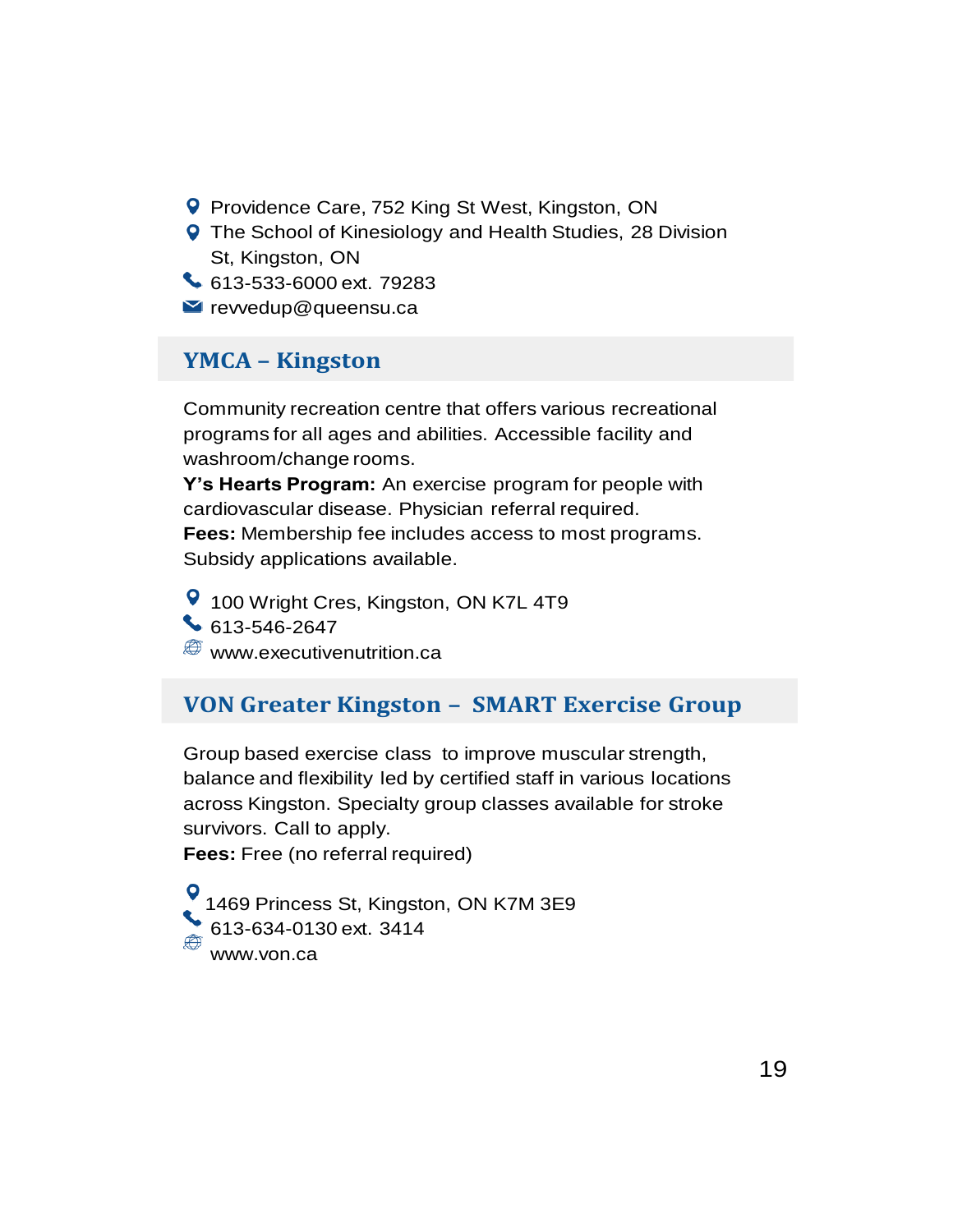- Providence Care, 752 King St West, Kingston, ON
- The School of Kinesiology and Health Studies, 28 Division St, Kingston, ON
- 613-533-6000 ext. 79283
- revvedup@queensu.ca

## YMCA – Kingston

Community recreation centre that offers various recreational programs for all ages and abilities. Accessible facility and washroom/change rooms.

**Y's Hearts Program:** An exercise program for people with cardiovascular disease. Physician referral required.

**Fees:** Membership fee includes access to most programs. Subsidy applications available.

- 100 Wright Cres, Kingston, ON K7L 4T9
- 613-546-2647
- www.executivenutrition.ca

## VON Greater Kingston – SMART Exercise Group

Group based exercise class to improve muscular strength, balance and flexibility led by certified staff in various locations across Kingston. Specialty group classes available for stroke survivors. Call to apply.

**Fees:** Free (no referral required)

- 1469 Princess St, Kingston, ON K7M 3E9
- 613-634-0130 ext. 3414
- www.von.ca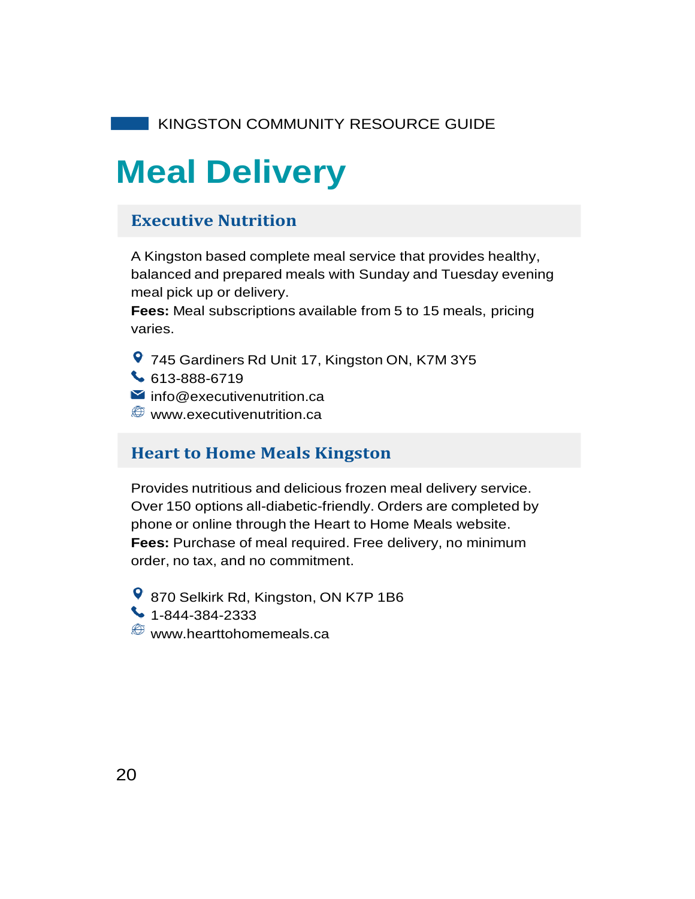# Meal Delivery

## Executive Nutrition

A Kingston based complete meal service that provides healthy, balanced and prepared meals with Sunday and Tuesday evening meal pick up or delivery.

**Fees:** Meal subscriptions available from 5 to 15 meals, pricing varies.

- 745 Gardiners Rd Unit 17, Kingston ON, K7M 3Y5
- 613-888-6719
- info@executivenutrition.ca
- www.executivenutrition.ca

## Heart to Home Meals Kingston

Provides nutritious and delicious frozen meal delivery service. Over 150 options all-diabetic-friendly. Orders are completed by phone or online through the Heart to Home Meals website.

**Fees:** Purchase of meal required. Free delivery, no minimum order, no tax, and no commitment.

- 870 Selkirk Rd, Kingston, ON K7P 1B6
- 1-844-384-2333
- www.hearttohomemeals.ca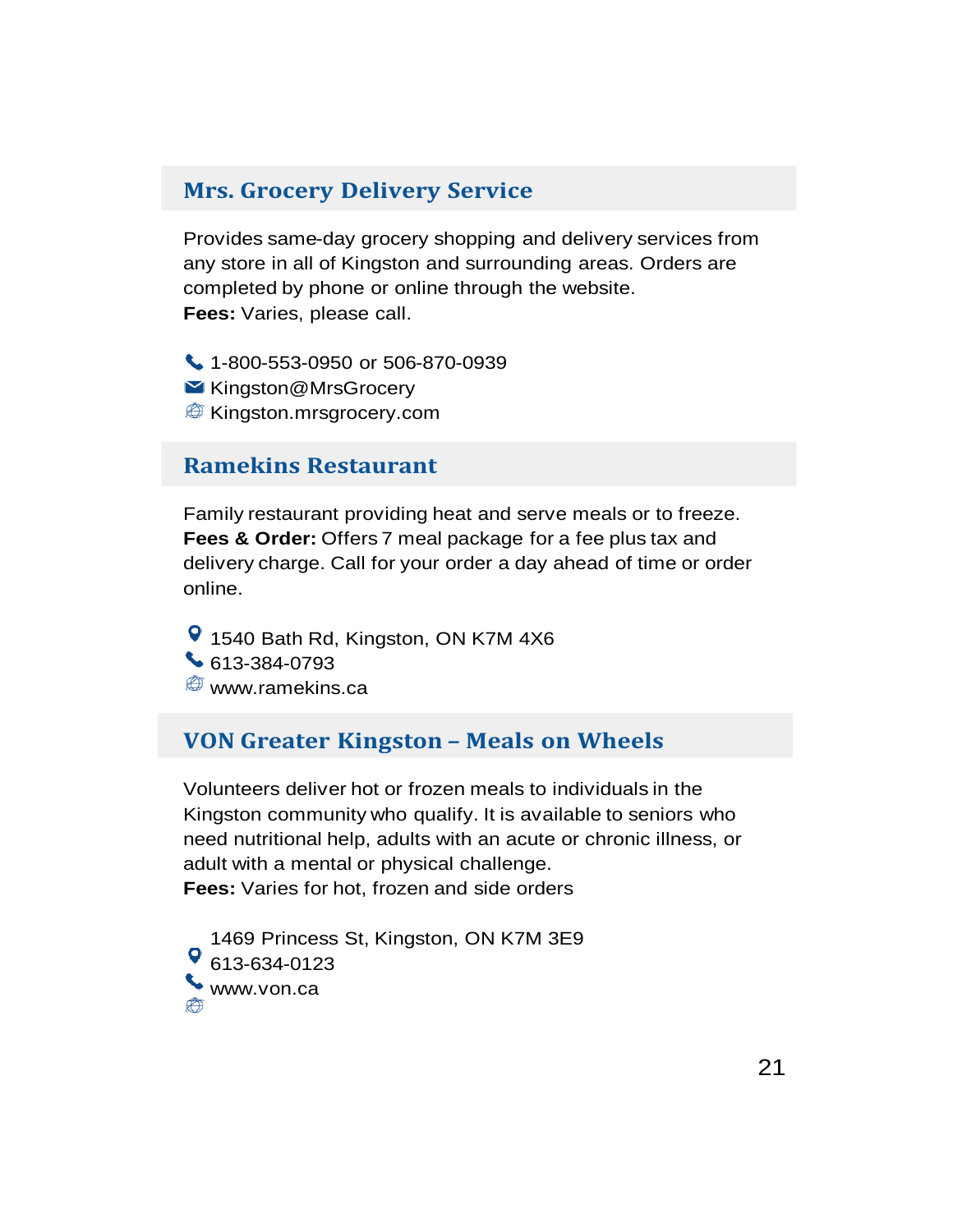## Mrs. Grocery Delivery Service

Provides same-day grocery shopping and delivery services from any store in all of Kingston and surrounding areas. Orders are completed by phone or online through the website.
**Fees:** Varies, please call.

1-800-553-0950 or 506-870-0939
Kingston@MrsGrocery
Kingston.mrsgrocery.com

## Ramekins Restaurant

Family restaurant providing heat and serve meals or to freeze.
**Fees & Order:** Offers 7 meal package for a fee plus tax and delivery charge. Call for your order a day ahead of time or order online.

1540 Bath Rd, Kingston, ON K7M 4X6
613-384-0793
www.ramekins.ca

## VON Greater Kingston – Meals on Wheels

Volunteers deliver hot or frozen meals to individuals in the Kingston community who qualify. It is available to seniors who need nutritional help, adults with an acute or chronic illness, or adult with a mental or physical challenge.
**Fees:** Varies for hot, frozen and side orders

1469 Princess St, Kingston, ON K7M 3E9
613-634-0123
www.von.ca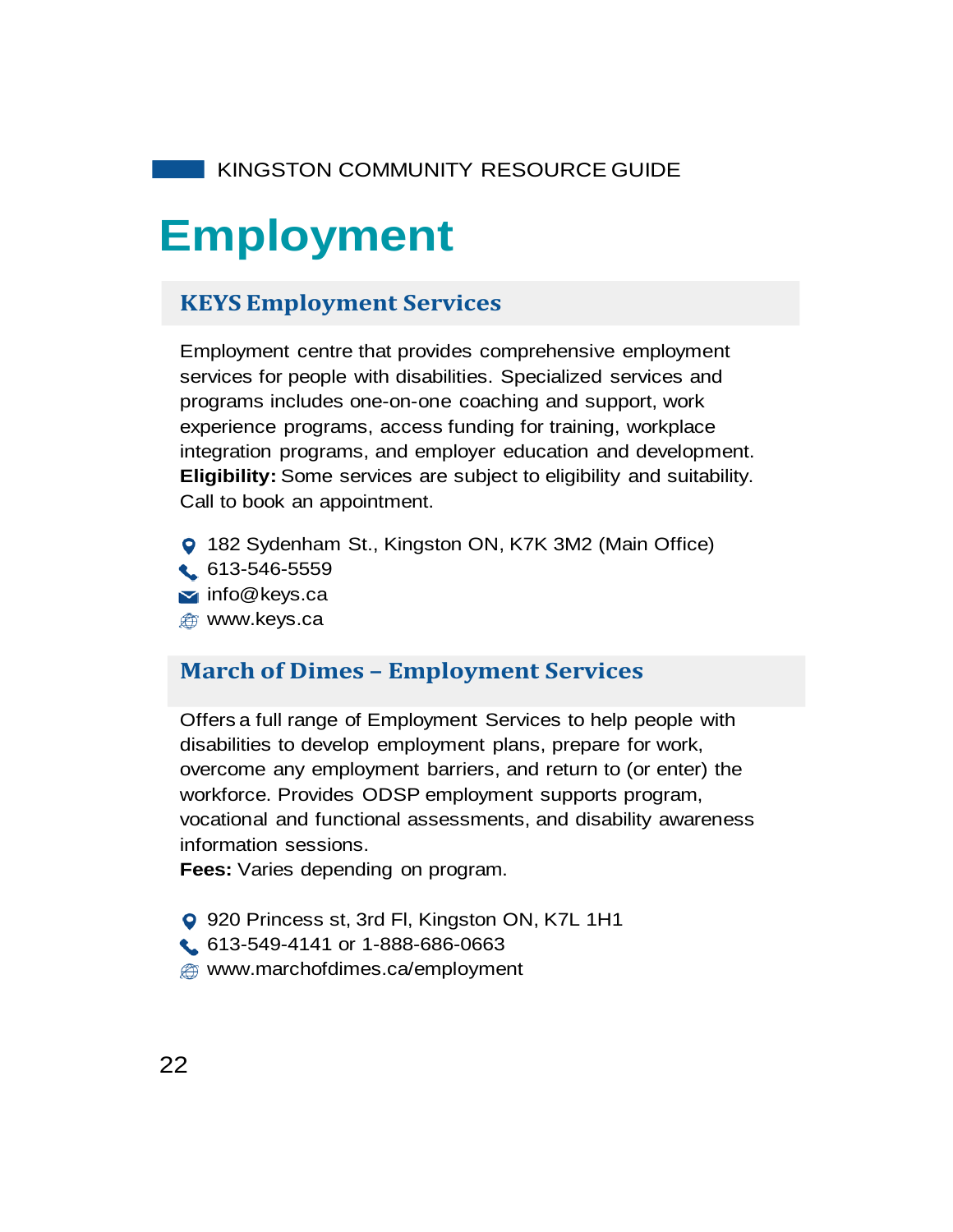# Employment

## KEYS Employment Services

Employment centre that provides comprehensive employment services for people with disabilities. Specialized services and programs includes one-on-one coaching and support, work experience programs, access funding for training, workplace integration programs, and employer education and development.
**Eligibility:** Some services are subject to eligibility and suitability. Call to book an appointment.

- 182 Sydenham St., Kingston ON, K7K 3M2 (Main Office)
- 613-546-5559
- info@keys.ca
- www.keys.ca

## March of Dimes – Employment Services

Offers a full range of Employment Services to help people with disabilities to develop employment plans, prepare for work, overcome any employment barriers, and return to (or enter) the workforce. Provides ODSP employment supports program, vocational and functional assessments, and disability awareness information sessions.
**Fees:** Varies depending on program.

- 920 Princess st, 3rd Fl, Kingston ON, K7L 1H1
- 613-549-4141 or 1-888-686-0663
- www.marchofdimes.ca/employment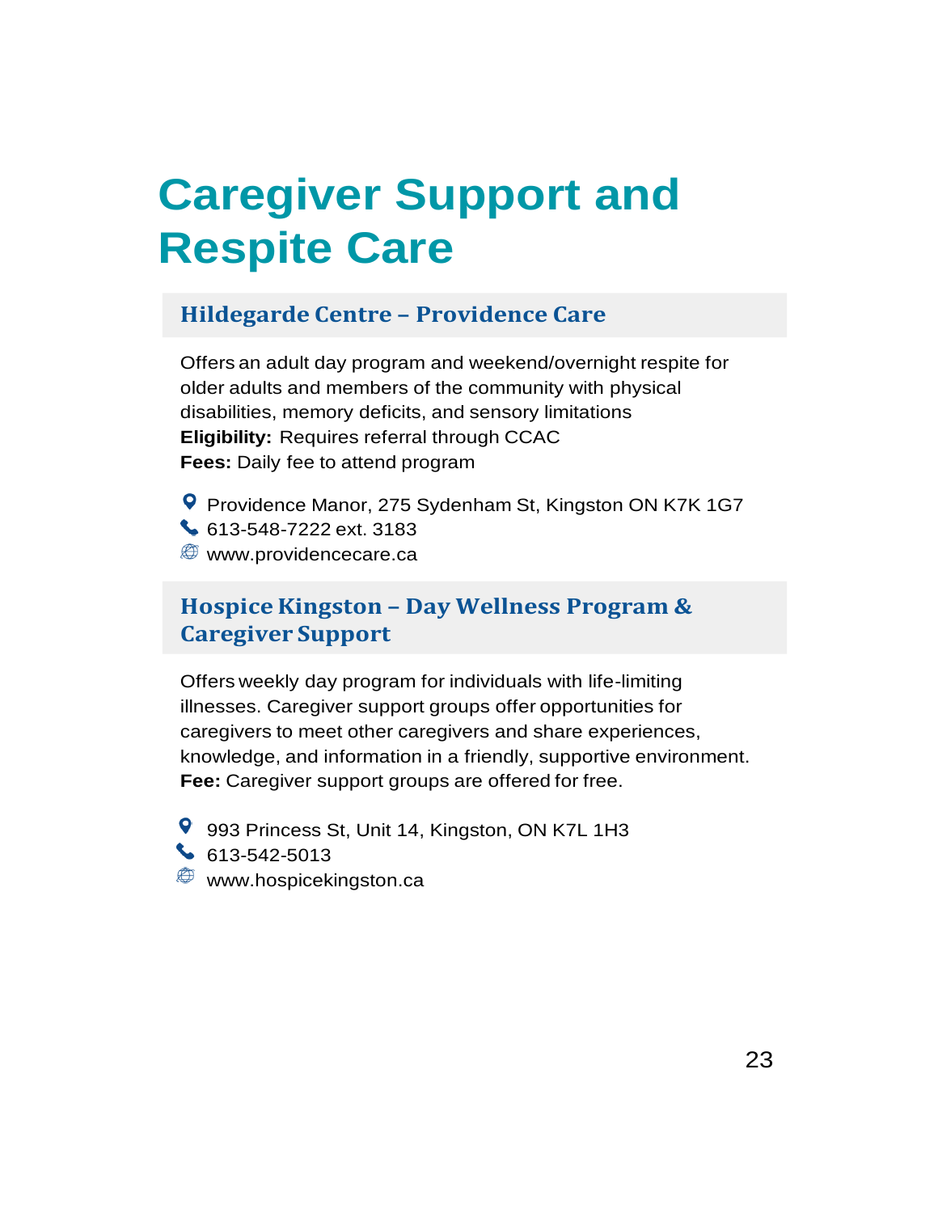# Caregiver Support and Respite Care

## Hildegarde Centre – Providence Care

Offers an adult day program and weekend/overnight respite for older adults and members of the community with physical disabilities, memory deficits, and sensory limitations
**Eligibility:** Requires referral through CCAC
**Fees:** Daily fee to attend program

- Providence Manor, 275 Sydenham St, Kingston ON K7K 1G7
- 613-548-7222 ext. 3183
- www.providencecare.ca

## Hospice Kingston – Day Wellness Program & Caregiver Support

Offers weekly day program for individuals with life-limiting illnesses. Caregiver support groups offer opportunities for caregivers to meet other caregivers and share experiences, knowledge, and information in a friendly, supportive environment.
**Fee:** Caregiver support groups are offered for free.

- 993 Princess St, Unit 14, Kingston, ON K7L 1H3
- 613-542-5013
- www.hospicekingston.ca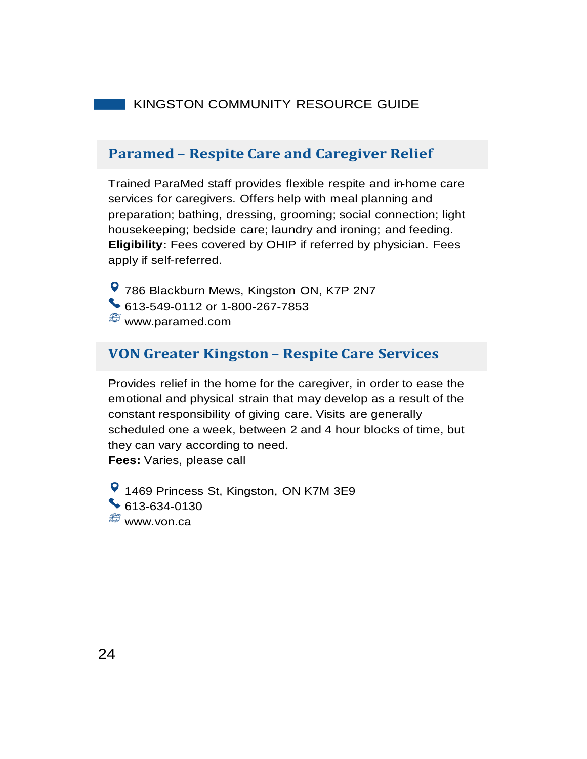## Paramed – Respite Care and Caregiver Relief

Trained ParaMed staff provides flexible respite and in-home care services for caregivers. Offers help with meal planning and preparation; bathing, dressing, grooming; social connection; light housekeeping; bedside care; laundry and ironing; and feeding.
**Eligibility:** Fees covered by OHIP if referred by physician. Fees apply if self-referred.

786 Blackburn Mews, Kingston ON, K7P 2N7
613-549-0112 or 1-800-267-7853
www.paramed.com

## VON Greater Kingston – Respite Care Services

Provides relief in the home for the caregiver, in order to ease the emotional and physical strain that may develop as a result of the constant responsibility of giving care. Visits are generally scheduled one a week, between 2 and 4 hour blocks of time, but they can vary according to need.
**Fees:** Varies, please call

1469 Princess St, Kingston, ON K7M 3E9
613-634-0130
www.von.ca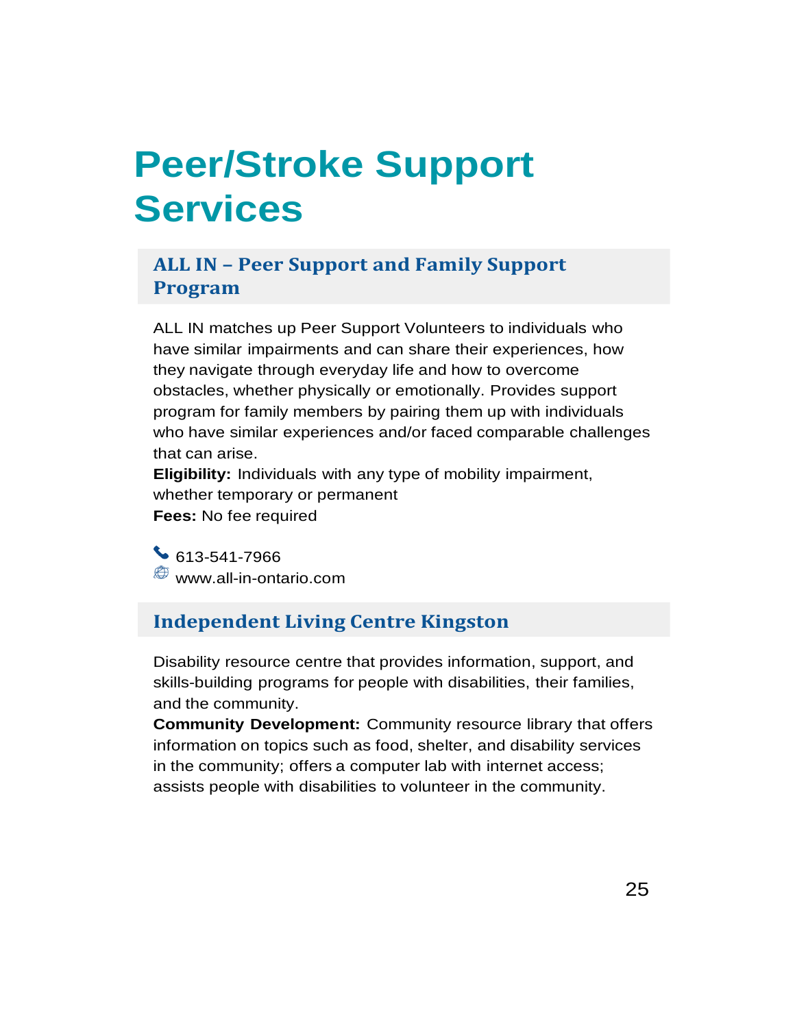# Peer/Stroke Support Services

## ALL IN – Peer Support and Family Support Program

ALL IN matches up Peer Support Volunteers to individuals who have similar impairments and can share their experiences, how they navigate through everyday life and how to overcome obstacles, whether physically or emotionally. Provides support program for family members by pairing them up with individuals who have similar experiences and/or faced comparable challenges that can arise.

**Eligibility:** Individuals with any type of mobility impairment, whether temporary or permanent

**Fees:** No fee required

613-541-7966

www.all-in-ontario.com

## Independent Living Centre Kingston

Disability resource centre that provides information, support, and skills-building programs for people with disabilities, their families, and the community.

**Community Development:** Community resource library that offers information on topics such as food, shelter, and disability services in the community; offers a computer lab with internet access; assists people with disabilities to volunteer in the community.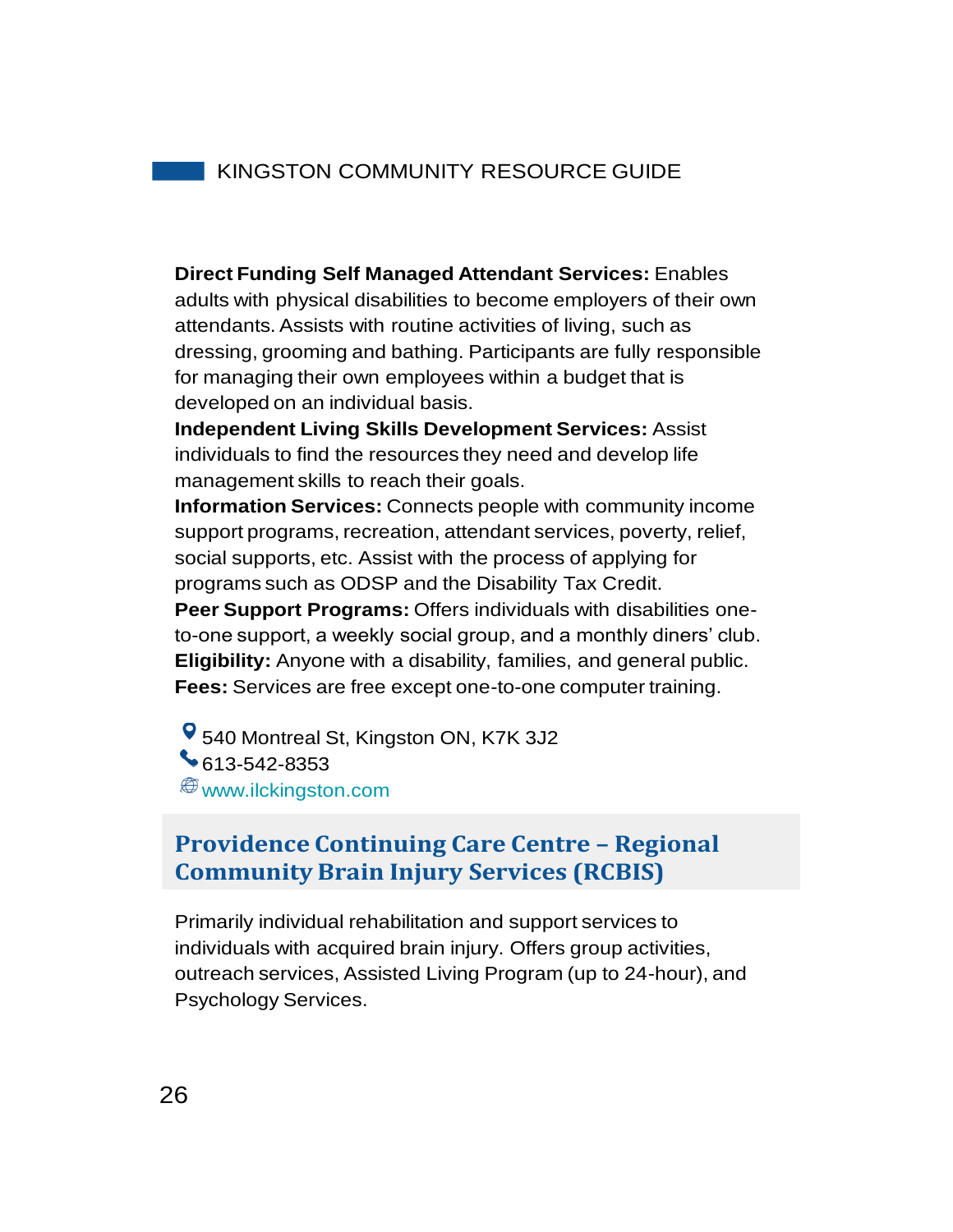**Direct Funding Self Managed Attendant Services:** Enables adults with physical disabilities to become employers of their own attendants. Assists with routine activities of living, such as dressing, grooming and bathing. Participants are fully responsible for managing their own employees within a budget that is developed on an individual basis.

**Independent Living Skills Development Services:** Assist individuals to find the resources they need and develop life management skills to reach their goals.

**Information Services:** Connects people with community income support programs, recreation, attendant services, poverty, relief, social supports, etc. Assist with the process of applying for programs such as ODSP and the Disability Tax Credit.

**Peer Support Programs:** Offers individuals with disabilities one-to-one support, a weekly social group, and a monthly diners' club.

**Eligibility:** Anyone with a disability, families, and general public.

**Fees:** Services are free except one-to-one computer training.

540 Montreal St, Kingston ON, K7K 3J2
613-542-8353
www.ilckingston.com

## Providence Continuing Care Centre – Regional Community Brain Injury Services (RCBIS)

Primarily individual rehabilitation and support services to individuals with acquired brain injury. Offers group activities, outreach services, Assisted Living Program (up to 24-hour), and Psychology Services.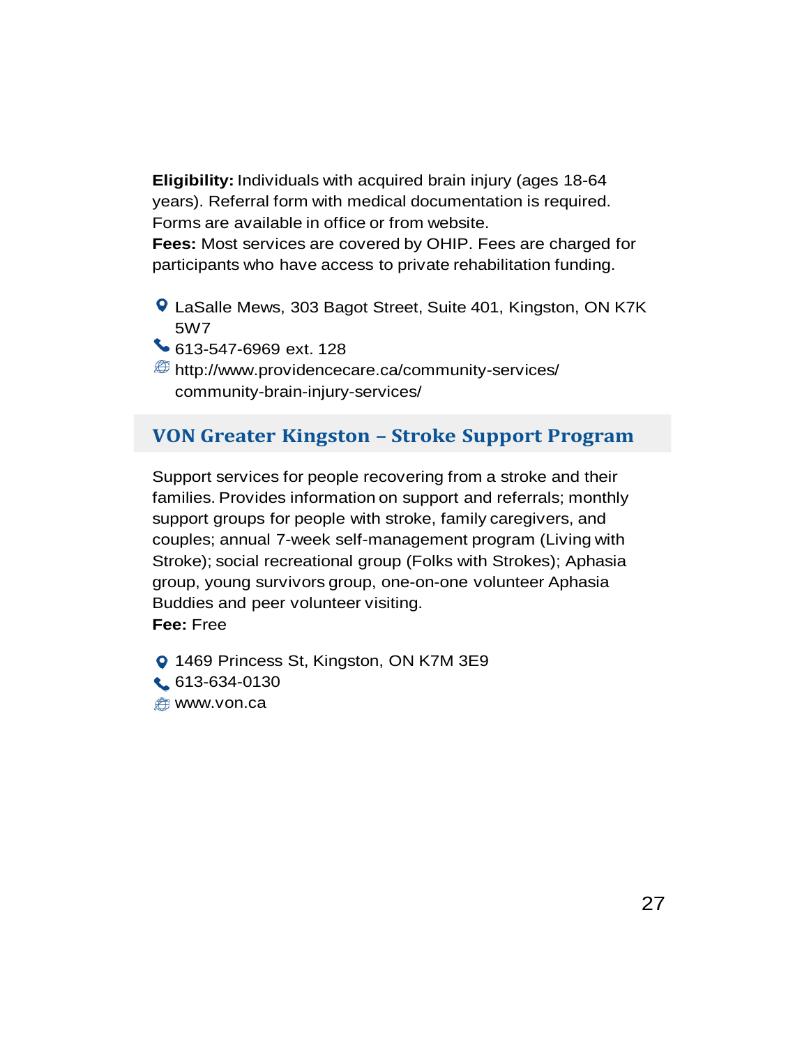**Eligibility:** Individuals with acquired brain injury (ages 18-64 years). Referral form with medical documentation is required. Forms are available in office or from website.
**Fees:** Most services are covered by OHIP. Fees are charged for participants who have access to private rehabilitation funding.

- LaSalle Mews, 303 Bagot Street, Suite 401, Kingston, ON K7K 5W7
- 613-547-6969 ext. 128
- http://www.providencecare.ca/community-services/community-brain-injury-services/

## VON Greater Kingston – Stroke Support Program

Support services for people recovering from a stroke and their families. Provides information on support and referrals; monthly support groups for people with stroke, family caregivers, and couples; annual 7-week self-management program (Living with Stroke); social recreational group (Folks with Strokes); Aphasia group, young survivors group, one-on-one volunteer Aphasia Buddies and peer volunteer visiting.
**Fee:** Free

- 1469 Princess St, Kingston, ON K7M 3E9
- 613-634-0130
- www.von.ca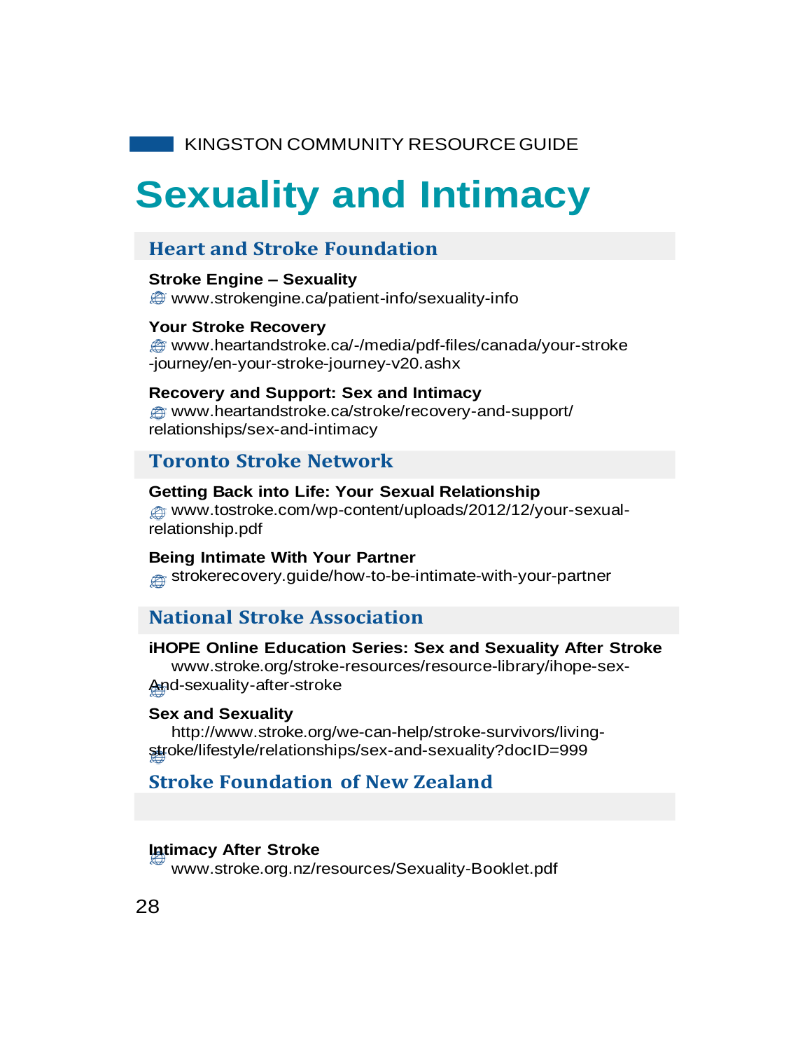# Sexuality and Intimacy

## Heart and Stroke Foundation

**Stroke Engine – Sexuality**
www.strokengine.ca/patient-info/sexuality-info

**Your Stroke Recovery**
www.heartandstroke.ca/-/media/pdf-files/canada/your-stroke-journey/en-your-stroke-journey-v20.ashx

**Recovery and Support: Sex and Intimacy**
www.heartandstroke.ca/stroke/recovery-and-support/relationships/sex-and-intimacy

## Toronto Stroke Network

**Getting Back into Life: Your Sexual Relationship**
www.tostroke.com/wp-content/uploads/2012/12/your-sexual-relationship.pdf

**Being Intimate With Your Partner**
strokerecovery.guide/how-to-be-intimate-with-your-partner

## National Stroke Association

**iHOPE Online Education Series: Sex and Sexuality After Stroke**
www.stroke.org/stroke-resources/resource-library/ihope-sex-And-sexuality-after-stroke

**Sex and Sexuality**
http://www.stroke.org/we-can-help/stroke-survivors/living-stroke/lifestyle/relationships/sex-and-sexuality?docID=999

## Stroke Foundation of New Zealand

**Intimacy After Stroke**
www.stroke.org.nz/resources/Sexuality-Booklet.pdf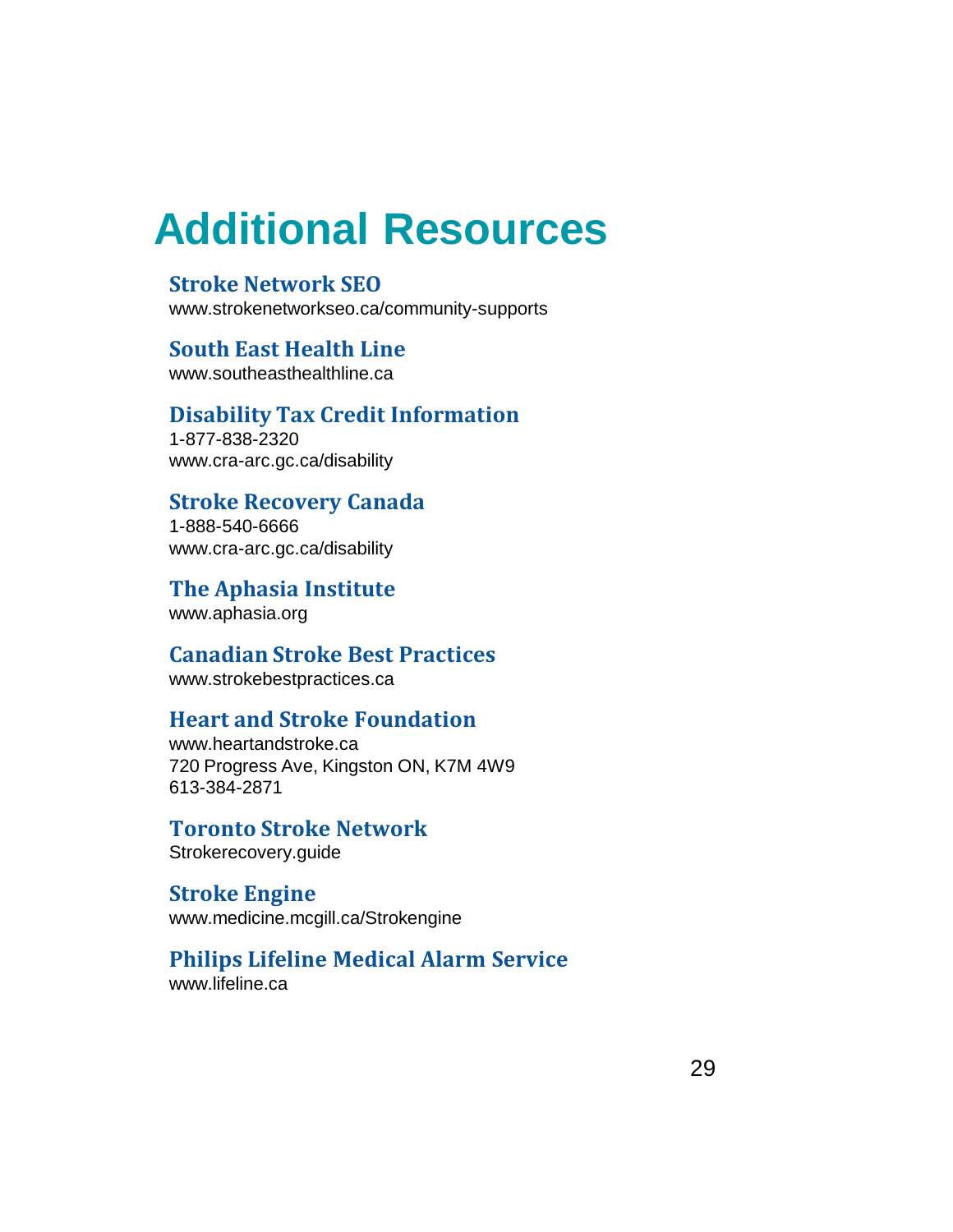# Additional Resources

### Stroke Network SEO
www.strokenetworkseo.ca/community-supports

### South East Health Line
www.southeasthealthline.ca

### Disability Tax Credit Information
1-877-838-2320
www.cra-arc.gc.ca/disability

### Stroke Recovery Canada
1-888-540-6666
www.cra-arc.gc.ca/disability

### The Aphasia Institute
www.aphasia.org

### Canadian Stroke Best Practices
www.strokebestpractices.ca

### Heart and Stroke Foundation
www.heartandstroke.ca
720 Progress Ave, Kingston ON, K7M 4W9
613-384-2871

### Toronto Stroke Network
Strokerecovery.guide

### Stroke Engine
www.medicine.mcgill.ca/Strokengine

### Philips Lifeline Medical Alarm Service
www.lifeline.ca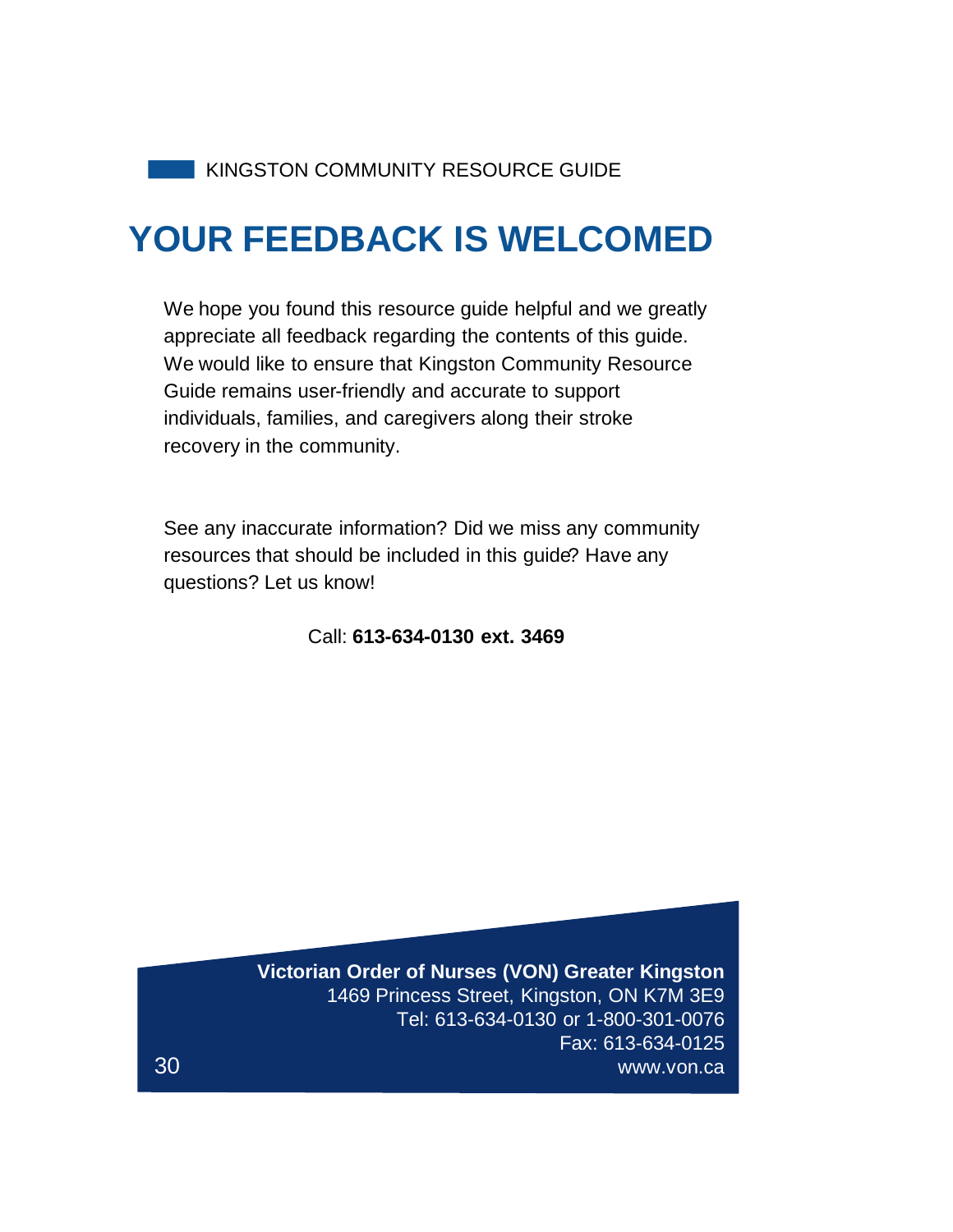# YOUR FEEDBACK IS WELCOMED

We hope you found this resource guide helpful and we greatly appreciate all feedback regarding the contents of this guide. We would like to ensure that Kingston Community Resource Guide remains user-friendly and accurate to support individuals, families, and caregivers along their stroke recovery in the community.

See any inaccurate information? Did we miss any community resources that should be included in this guide? Have any questions? Let us know!

Call: **613-634-0130 ext. 3469**

**Victorian Order of Nurses (VON) Greater Kingston**
1469 Princess Street, Kingston, ON K7M 3E9
Tel: 613-634-0130 or 1-800-301-0076
Fax: 613-634-0125
www.von.ca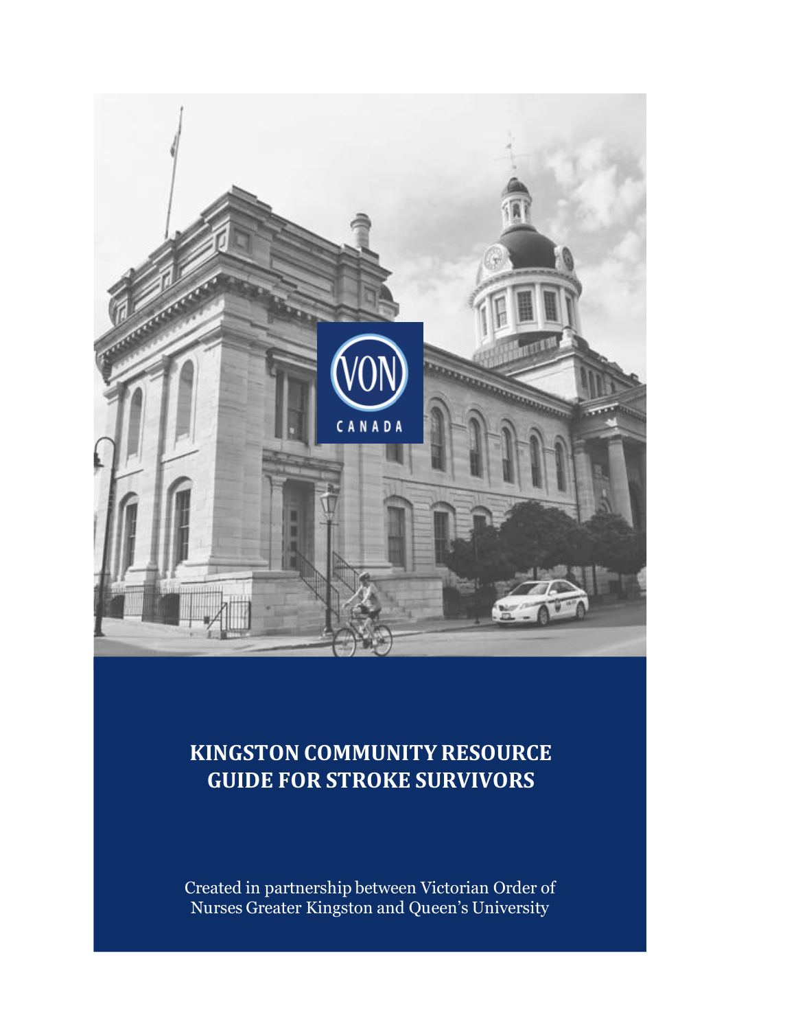VON CANADA

# KINGSTON COMMUNITY RESOURCE GUIDE FOR STROKE SURVIVORS

Created in partnership between Victorian Order of Nurses Greater Kingston and Queen's University